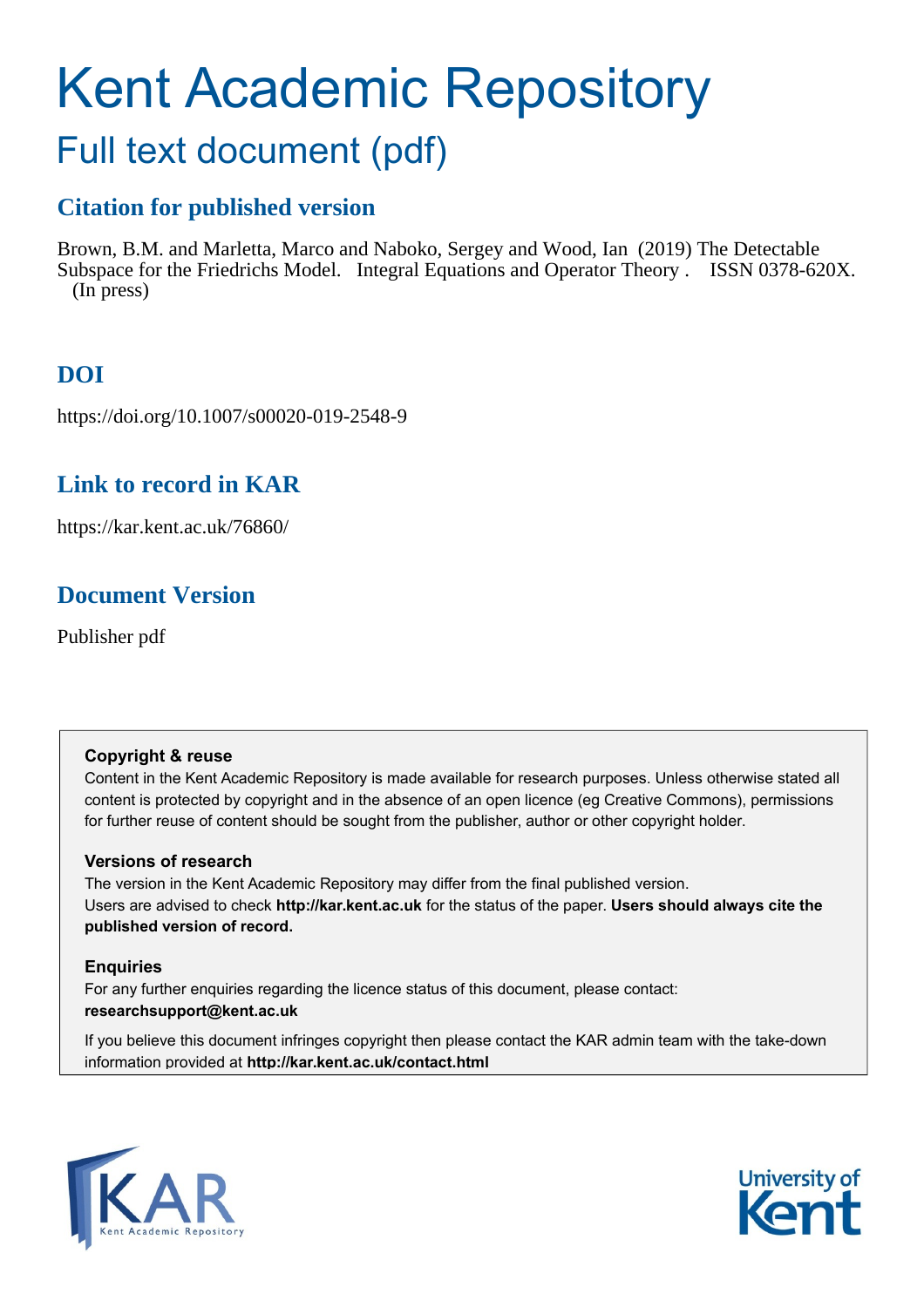# Kent Academic Repository

## Full text document (pdf)

### Citation for published version

Brown, B.M. and Marletta, Marco and Naboko, Sergey and Wood, Ian (2019) The Detectable Subspace for the Friedrichs Model. Integral Equations and Operator Theory . ISSN 0378-620X. (In press)

### DOI

https://doi.org/10.1007/s00020-019-2548-9

### Link to record in KAR

https://kar.kent.ac.uk/76860/

### Document Version

Publisher pdf

**Copyright & reuse**

Content in the Kent Academic Repository is made available for research purposes. Unless otherwise stated all content is protected by copyright and in the absence of an open licence (eg Creative Commons), permissions for further reuse of content should be sought from the publisher, author or other copyright holder.

**Versions of research**

The version in the Kent Academic Repository may differ from the final published version. Users are advised to check **http://kar.kent.ac.uk** for the status of the paper. **Users should always cite the published version of record.**

**Enquiries**

For any further enquiries regarding the licence status of this document, please contact: **researchsupport@kent.ac.uk**

If you believe this document infringes copyright then please contact the KAR admin team with the take-down information provided at **http://kar.kent.ac.uk/contact.html**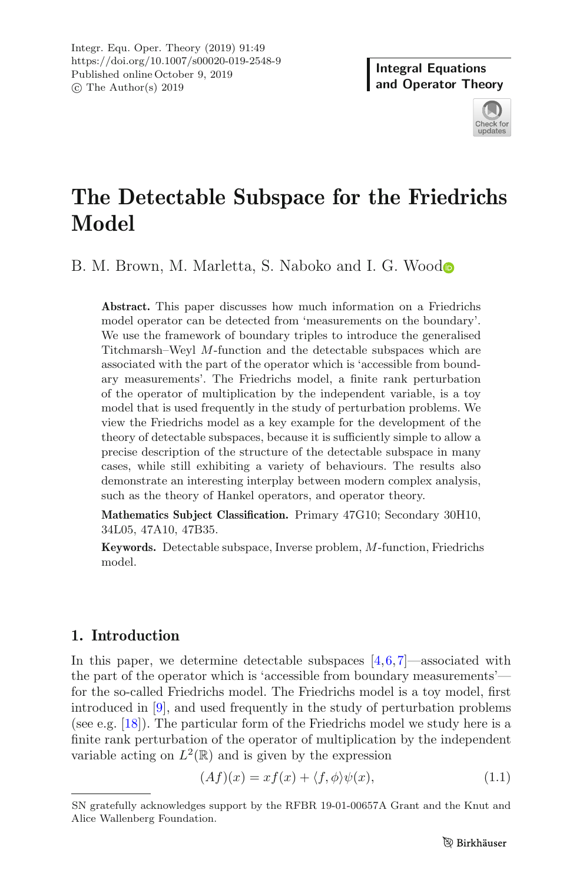# The Detectable Subspace for the Friedrichs Model

B. M. Brown, M. Marletta, S. Naboko and I. G. Wood

**Abstract.** This paper discusses how much information on a Friedrichs model operator can be detected from 'measurements on the boundary'. We use the framework of boundary triples to introduce the generalised Titchmarsh–Weyl $M$-function and the detectable subspaces which are associated with the part of the operator which is 'accessible from boundary measurements'. The Friedrichs model, a finite rank perturbation of the operator of multiplication by the independent variable, is a toy model that is used frequently in the study of perturbation problems. We view the Friedrichs model as a key example for the development of the theory of detectable subspaces, because it is sufficiently simple to allow a precise description of the structure of the detectable subspace in many cases, while still exhibiting a variety of behaviours. The results also demonstrate an interesting interplay between modern complex analysis, such as the theory of Hankel operators, and operator theory.

**Mathematics Subject Classification.** Primary 47G10; Secondary 30H10, 34L05, 47A10, 47B35.

**Keywords.** Detectable subspace, Inverse problem, $M$-function, Friedrichs model.

## 1. Introduction

In this paper, we determine detectable subspaces [4,6,7]—associated with the part of the operator which is 'accessible from boundary measurements'—for the so-called Friedrichs model. The Friedrichs model is a toy model, first introduced in [9], and used frequently in the study of perturbation problems (see e.g. [18]). The particular form of the Friedrichs model we study here is a finite rank perturbation of the operator of multiplication by the independent variable acting on $L^2(\mathbb{R})$ and is given by the expression

$$(Af)(x) = xf(x) + \langle f, \phi\rangle\psi(x), \tag{1.1}$$

SN gratefully acknowledges support by the RFBR 19-01-00657A Grant and the Knut and Alice Wallenberg Foundation.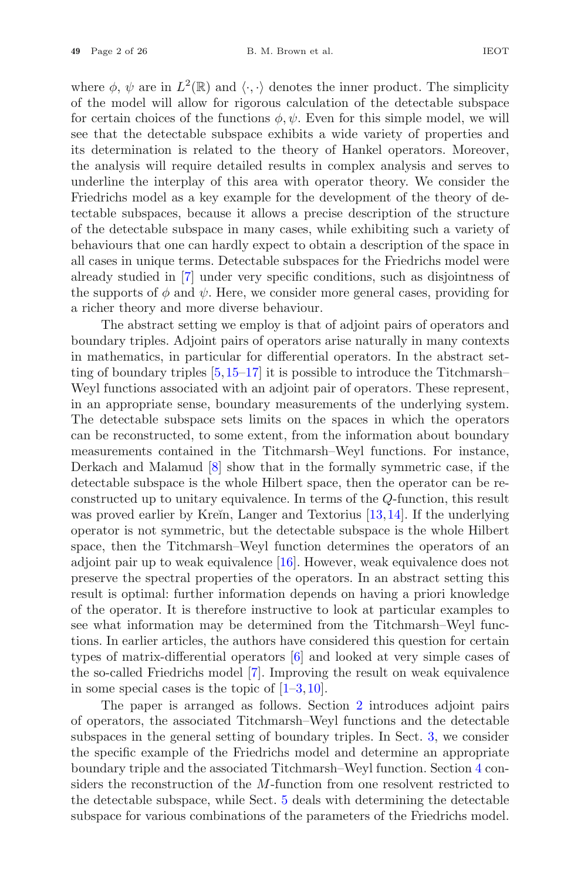where $\phi$, $\psi$ are in $L^2(\mathbb{R})$ and $\langle\cdot,\cdot\rangle$ denotes the inner product. The simplicity of the model will allow for rigorous calculation of the detectable subspace for certain choices of the functions $\phi, \psi$. Even for this simple model, we will see that the detectable subspace exhibits a wide variety of properties and its determination is related to the theory of Hankel operators. Moreover, the analysis will require detailed results in complex analysis and serves to underline the interplay of this area with operator theory. We consider the Friedrichs model as a key example for the development of the theory of detectable subspaces, because it allows a precise description of the structure of the detectable subspace in many cases, while exhibiting such a variety of behaviours that one can hardly expect to obtain a description of the space in all cases in unique terms. Detectable subspaces for the Friedrichs model were already studied in [7] under very specific conditions, such as disjointness of the supports of $\phi$ and $\psi$. Here, we consider more general cases, providing for a richer theory and more diverse behaviour.

The abstract setting we employ is that of adjoint pairs of operators and boundary triples. Adjoint pairs of operators arise naturally in many contexts in mathematics, in particular for differential operators. In the abstract setting of boundary triples [5,15–17] it is possible to introduce the Titchmarsh–Weyl functions associated with an adjoint pair of operators. These represent, in an appropriate sense, boundary measurements of the underlying system. The detectable subspace sets limits on the spaces in which the operators can be reconstructed, to some extent, from the information about boundary measurements contained in the Titchmarsh–Weyl functions. For instance, Derkach and Malamud [8] show that in the formally symmetric case, if the detectable subspace is the whole Hilbert space, then the operator can be reconstructed up to unitary equivalence. In terms of the $Q$-function, this result was proved earlier by Kreĭn, Langer and Textorius [13,14]. If the underlying operator is not symmetric, but the detectable subspace is the whole Hilbert space, then the Titchmarsh–Weyl function determines the operators of an adjoint pair up to weak equivalence [16]. However, weak equivalence does not preserve the spectral properties of the operators. In an abstract setting this result is optimal: further information depends on having a priori knowledge of the operator. It is therefore instructive to look at particular examples to see what information may be determined from the Titchmarsh–Weyl functions. In earlier articles, the authors have considered this question for certain types of matrix-differential operators [6] and looked at very simple cases of the so-called Friedrichs model [7]. Improving the result on weak equivalence in some special cases is the topic of [1–3,10].

The paper is arranged as follows. Section 2 introduces adjoint pairs of operators, the associated Titchmarsh–Weyl functions and the detectable subspaces in the general setting of boundary triples. In Sect. 3, we consider the specific example of the Friedrichs model and determine an appropriate boundary triple and the associated Titchmarsh–Weyl function. Section 4 considers the reconstruction of the $M$-function from one resolvent restricted to the detectable subspace, while Sect. 5 deals with determining the detectable subspace for various combinations of the parameters of the Friedrichs model.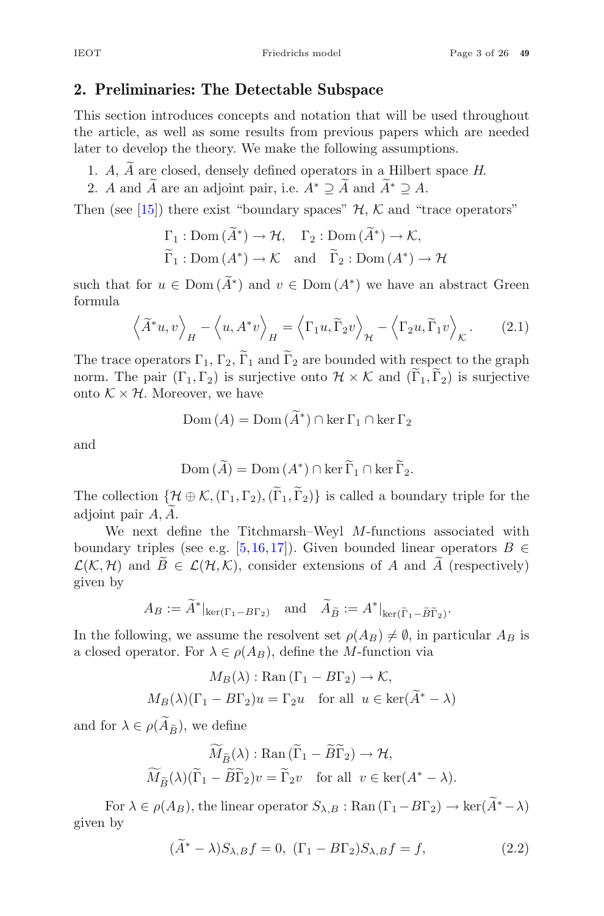## 2. Preliminaries: The Detectable Subspace

This section introduces concepts and notation that will be used throughout the article, as well as some results from previous papers which are needed later to develop the theory. We make the following assumptions.

1. $A$, $\widetilde{A}$ are closed, densely defined operators in a Hilbert space $H$.
2. $A$ and $\widetilde{A}$ are an adjoint pair, i.e. $A^* \supseteq \widetilde{A}$ and $\widetilde{A}^* \supseteq A$.

Then (see [15]) there exist "boundary spaces" $\mathcal{H}$, $\mathcal{K}$ and "trace operators"

$$\Gamma_1 : \mathrm{Dom}\,(\widetilde{A}^*) \to \mathcal{H}, \quad \Gamma_2 : \mathrm{Dom}\,(\widetilde{A}^*) \to \mathcal{K},$$
$$\widetilde{\Gamma}_1 : \mathrm{Dom}\,(A^*) \to \mathcal{K} \quad \text{and} \quad \widetilde{\Gamma}_2 : \mathrm{Dom}\,(A^*) \to \mathcal{H}$$

such that for $u \in \mathrm{Dom}\,(\widetilde{A}^*)$ and $v \in \mathrm{Dom}\,(A^*)$ we have an abstract Green formula

$$\left\langle \widetilde{A}^* u, v \right\rangle_H - \left\langle u, A^* v \right\rangle_H = \left\langle \Gamma_1 u, \widetilde{\Gamma}_2 v \right\rangle_{\mathcal{H}} - \left\langle \Gamma_2 u, \widetilde{\Gamma}_1 v \right\rangle_{\mathcal{K}}. \tag{2.1}$$

The trace operators $\Gamma_1$, $\Gamma_2$, $\widetilde{\Gamma}_1$ and $\widetilde{\Gamma}_2$ are bounded with respect to the graph norm. The pair $(\Gamma_1, \Gamma_2)$ is surjective onto $\mathcal{H} \times \mathcal{K}$ and $(\widetilde{\Gamma}_1, \widetilde{\Gamma}_2)$ is surjective onto $\mathcal{K} \times \mathcal{H}$. Moreover, we have

$$\mathrm{Dom}\,(A) = \mathrm{Dom}\,(\widetilde{A}^*) \cap \ker \Gamma_1 \cap \ker \Gamma_2$$

and

$$\mathrm{Dom}\,(\widetilde{A}) = \mathrm{Dom}\,(A^*) \cap \ker \widetilde{\Gamma}_1 \cap \ker \widetilde{\Gamma}_2.$$

The collection $\{\mathcal{H} \oplus \mathcal{K}, (\Gamma_1, \Gamma_2), (\widetilde{\Gamma}_1, \widetilde{\Gamma}_2)\}$ is called a boundary triple for the adjoint pair $A, \widetilde{A}$.

We next define the Titchmarsh–Weyl $M$-functions associated with boundary triples (see e.g. [5,16,17]). Given bounded linear operators $B \in \mathcal{L}(\mathcal{K}, \mathcal{H})$ and $\widetilde{B} \in \mathcal{L}(\mathcal{H}, \mathcal{K})$, consider extensions of $A$ and $\widetilde{A}$ (respectively) given by

$$A_B := \widetilde{A}^*|_{\ker(\Gamma_1 - B\Gamma_2)} \quad \text{and} \quad \widetilde{A}_{\widetilde{B}} := A^*|_{\ker(\widetilde{\Gamma}_1 - \widetilde{B}\widetilde{\Gamma}_2)}.$$

In the following, we assume the resolvent set $\rho(A_B) \neq \emptyset$, in particular $A_B$ is a closed operator. For $\lambda \in \rho(A_B)$, define the $M$-function via

$$M_B(\lambda) : \mathrm{Ran}\,(\Gamma_1 - B\Gamma_2) \to \mathcal{K},$$
$$M_B(\lambda)(\Gamma_1 - B\Gamma_2)u = \Gamma_2 u \quad \text{for all } \; u \in \ker(\widetilde{A}^* - \lambda)$$

and for $\lambda \in \rho(\widetilde{A}_{\widetilde{B}})$, we define

$$\widetilde{M}_{\widetilde{B}}(\lambda) : \mathrm{Ran}\,(\widetilde{\Gamma}_1 - \widetilde{B}\widetilde{\Gamma}_2) \to \mathcal{H},$$
$$\widetilde{M}_{\widetilde{B}}(\lambda)(\widetilde{\Gamma}_1 - \widetilde{B}\widetilde{\Gamma}_2)v = \widetilde{\Gamma}_2 v \quad \text{for all } \; v \in \ker(A^* - \lambda).$$

For $\lambda \in \rho(A_B)$, the linear operator $S_{\lambda,B} : \mathrm{Ran}\,(\Gamma_1 - B\Gamma_2) \to \ker(\widetilde{A}^* - \lambda)$ given by

$$(\widetilde{A}^* - \lambda) S_{\lambda,B} f = 0, \; (\Gamma_1 - B\Gamma_2) S_{\lambda,B} f = f, \tag{2.2}$$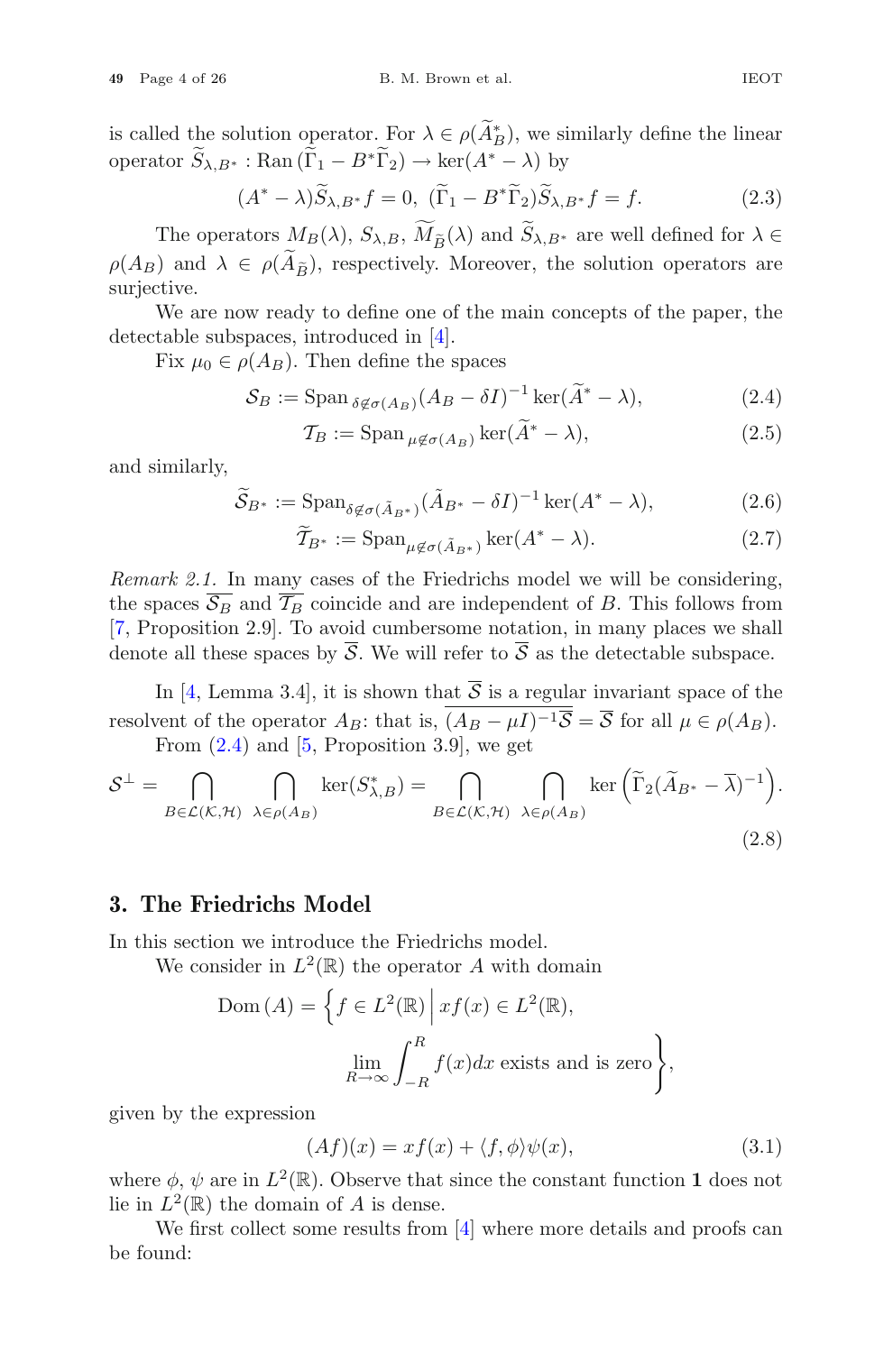is called the solution operator. For $\lambda \in \rho(\widetilde{A}_B^*)$, we similarly define the linear operator $\widetilde{S}_{\lambda,B^*} : \mathrm{Ran}\,(\widetilde{\Gamma}_1 - B^*\widetilde{\Gamma}_2) \to \ker(A^* - \lambda)$ by

$$(A^* - \lambda)\widetilde{S}_{\lambda,B^*} f = 0,\ (\widetilde{\Gamma}_1 - B^*\widetilde{\Gamma}_2)\widetilde{S}_{\lambda,B^*} f = f. \tag{2.3}$$

The operators $M_B(\lambda)$, $S_{\lambda,B}$, $\widetilde{M}_{\widetilde{B}}(\lambda)$ and $\widetilde{S}_{\lambda,B^*}$ are well defined for $\lambda \in \rho(A_B)$ and $\lambda \in \rho(\widetilde{A}_{\widetilde{B}})$, respectively. Moreover, the solution operators are surjective.

We are now ready to define one of the main concepts of the paper, the detectable subspaces, introduced in [4].

Fix $\mu_0 \in \rho(A_B)$. Then define the spaces

$$\mathcal{S}_B := \mathrm{Span}_{\,\delta \notin \sigma(A_B)} (A_B - \delta I)^{-1} \ker(\widetilde{A}^* - \lambda), \tag{2.4}$$

$$\mathcal{T}_B := \mathrm{Span}_{\,\mu \notin \sigma(A_B)} \ker(\widetilde{A}^* - \lambda), \tag{2.5}$$

and similarly,

$$\widetilde{\mathcal{S}}_{B^*} := \mathrm{Span}_{\delta \notin \sigma(\tilde{A}_{B^*})} (\tilde{A}_{B^*} - \delta I)^{-1} \ker(A^* - \lambda), \tag{2.6}$$

$$\widetilde{\mathcal{T}}_{B^*} := \mathrm{Span}_{\mu \notin \sigma(\tilde{A}_{B^*})} \ker(A^* - \lambda). \tag{2.7}$$

*Remark 2.1.* In many cases of the Friedrichs model we will be considering, the spaces $\overline{\mathcal{S}_B}$ and $\overline{\mathcal{T}_B}$ coincide and are independent of $B$. This follows from [7, Proposition 2.9]. To avoid cumbersome notation, in many places we shall denote all these spaces by $\overline{\mathcal{S}}$. We will refer to $\overline{\mathcal{S}}$ as the detectable subspace.

In [4, Lemma 3.4], it is shown that $\overline{\mathcal{S}}$ is a regular invariant space of the resolvent of the operator $A_B$: that is, $\overline{(A_B - \mu I)^{-1}\overline{\mathcal{S}}} = \overline{\mathcal{S}}$ for all $\mu \in \rho(A_B)$.

From (2.4) and [5, Proposition 3.9], we get

$$\mathcal{S}^{\perp} = \bigcap_{B \in \mathcal{L}(\mathcal{K},\mathcal{H})} \ \bigcap_{\lambda \in \rho(A_B)} \ker(S^*_{\lambda,B}) = \bigcap_{B \in \mathcal{L}(\mathcal{K},\mathcal{H})} \ \bigcap_{\lambda \in \rho(A_B)} \ker\left(\widetilde{\Gamma}_2(\widetilde{A}_{B^*} - \overline{\lambda})^{-1}\right). \tag{2.8}$$

## 3. The Friedrichs Model

In this section we introduce the Friedrichs model.

We consider in $L^2(\mathbb{R})$ the operator $A$ with domain

$$\mathrm{Dom}\,(A) = \left\{ f \in L^2(\mathbb{R}) \,\middle|\, xf(x) \in L^2(\mathbb{R}), \lim_{R\to\infty} \int_{-R}^{R} f(x)dx \text{ exists and is zero} \right\},$$

given by the expression

$$(Af)(x) = xf(x) + \langle f, \phi\rangle \psi(x), \tag{3.1}$$

where $\phi$, $\psi$ are in $L^2(\mathbb{R})$. Observe that since the constant function $\mathbf{1}$ does not lie in $L^2(\mathbb{R})$ the domain of $A$ is dense.

We first collect some results from [4] where more details and proofs can be found: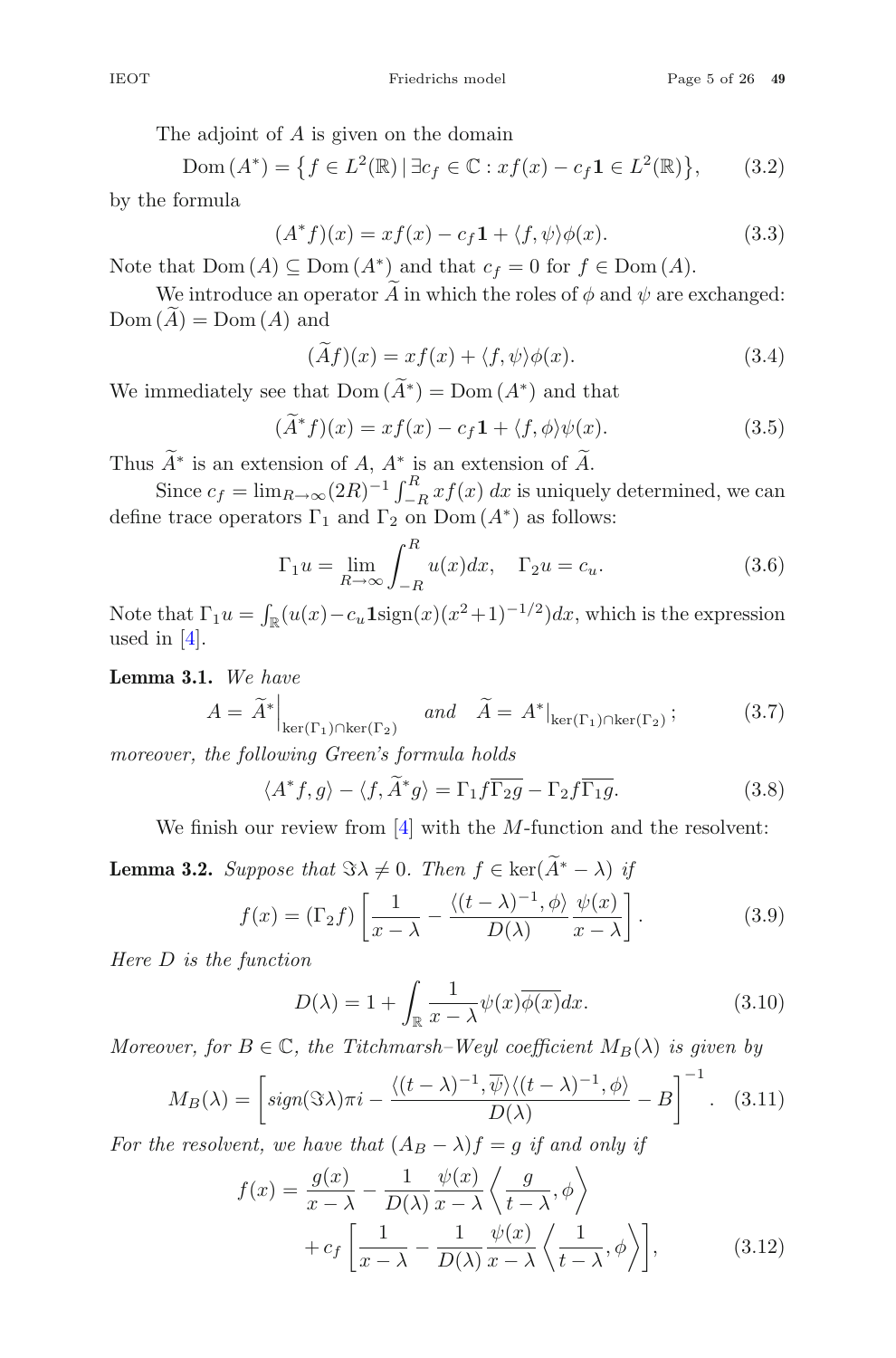The adjoint of $A$ is given on the domain

$$\mathrm{Dom}\,(A^*) = \left\{ f \in L^2(\mathbb{R}) \,|\, \exists c_f \in \mathbb{C} : xf(x) - c_f \mathbf{1} \in L^2(\mathbb{R}) \right\}, \tag{3.2}$$

by the formula

$$(A^* f)(x) = xf(x) - c_f \mathbf{1} + \langle f, \psi \rangle \phi(x). \tag{3.3}$$

Note that $\mathrm{Dom}\,(A) \subseteq \mathrm{Dom}\,(A^*)$ and that $c_f = 0$ for $f \in \mathrm{Dom}\,(A)$.

We introduce an operator $\widetilde{A}$ in which the roles of $\phi$ and $\psi$ are exchanged: $\mathrm{Dom}\,(\widetilde{A}) = \mathrm{Dom}\,(A)$ and

$$(\widetilde{A} f)(x) = xf(x) + \langle f, \psi \rangle \phi(x). \tag{3.4}$$

We immediately see that $\mathrm{Dom}\,(\widetilde{A}^*) = \mathrm{Dom}\,(A^*)$ and that

$$(\widetilde{A}^* f)(x) = xf(x) - c_f \mathbf{1} + \langle f, \phi \rangle \psi(x). \tag{3.5}$$

Thus $\widetilde{A}^*$ is an extension of $A$, $A^*$ is an extension of $\widetilde{A}$.

Since $c_f = \lim_{R\to\infty} (2R)^{-1} \int_{-R}^{R} xf(x)\, dx$ is uniquely determined, we can define trace operators $\Gamma_1$ and $\Gamma_2$ on $\mathrm{Dom}\,(A^*)$ as follows:

$$\Gamma_1 u = \lim_{R\to\infty} \int_{-R}^{R} u(x) dx, \quad \Gamma_2 u = c_u. \tag{3.6}$$

Note that $\Gamma_1 u = \int_{\mathbb{R}} (u(x) - c_u \mathbf{1} \mathrm{sign}(x)(x^2+1)^{-1/2}) dx$, which is the expression used in [4].

**Lemma 3.1.** *We have*

$$A = \widetilde{A}^*\Big|_{\ker(\Gamma_1)\cap\ker(\Gamma_2)} \quad \text{and} \quad \widetilde{A} = A^*|_{\ker(\Gamma_1)\cap\ker(\Gamma_2)}; \tag{3.7}$$

*moreover, the following Green's formula holds*

$$\langle A^* f, g \rangle - \langle f, \widetilde{A}^* g \rangle = \Gamma_1 f \overline{\Gamma_2 g} - \Gamma_2 f \overline{\Gamma_1 g}. \tag{3.8}$$

We finish our review from [4] with the $M$-function and the resolvent:

**Lemma 3.2.** *Suppose that $\Im\lambda \neq 0$. Then $f \in \ker(\widetilde{A}^* - \lambda)$ if*

$$f(x) = (\Gamma_2 f) \left[ \frac{1}{x-\lambda} - \frac{\langle (t-\lambda)^{-1}, \phi \rangle}{D(\lambda)} \frac{\psi(x)}{x-\lambda} \right]. \tag{3.9}$$

*Here $D$ is the function*

$$D(\lambda) = 1 + \int_{\mathbb{R}} \frac{1}{x-\lambda} \psi(x) \overline{\phi(x)} dx. \tag{3.10}$$

*Moreover, for $B \in \mathbb{C}$, the Titchmarsh–Weyl coefficient $M_B(\lambda)$ is given by*

$$M_B(\lambda) = \left[ sign(\Im\lambda)\pi i - \frac{\langle (t-\lambda)^{-1}, \overline{\psi} \rangle \langle (t-\lambda)^{-1}, \phi \rangle}{D(\lambda)} - B \right]^{-1}. \tag{3.11}$$

*For the resolvent, we have that $(A_B - \lambda) f = g$ if and only if*

$$f(x) = \frac{g(x)}{x-\lambda} - \frac{1}{D(\lambda)} \frac{\psi(x)}{x-\lambda} \left\langle \frac{g}{t-\lambda}, \phi \right\rangle + c_f \left[ \frac{1}{x-\lambda} - \frac{1}{D(\lambda)} \frac{\psi(x)}{x-\lambda} \left\langle \frac{1}{t-\lambda}, \phi \right\rangle \right], \tag{3.12}$$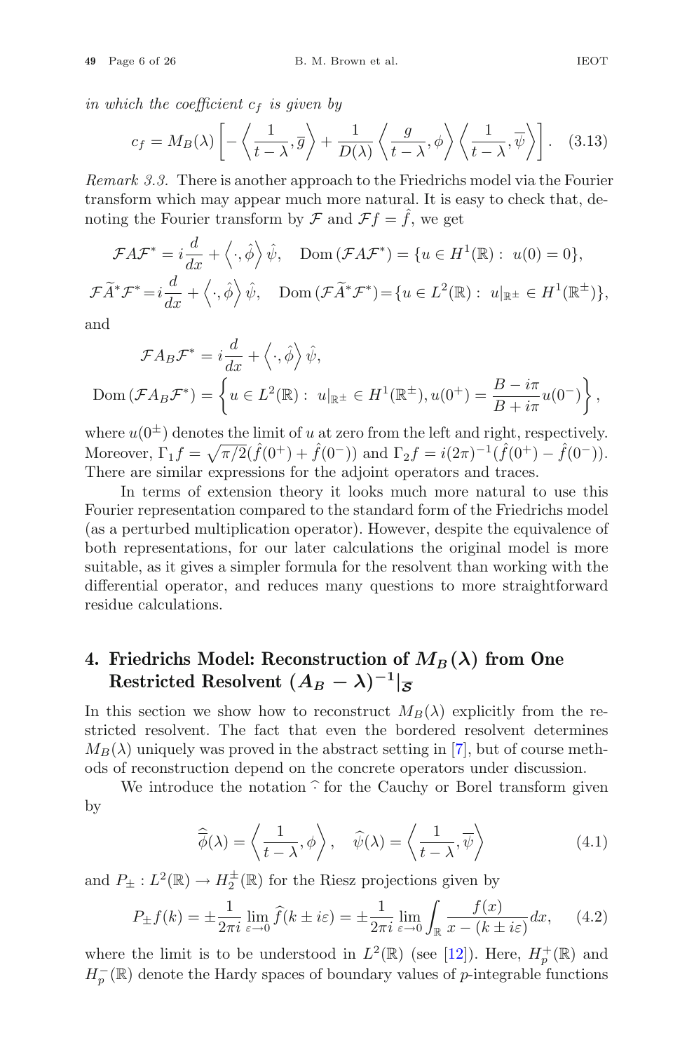*in which the coefficient $c_f$ is given by*

$$c_f = M_B(\lambda)\left[-\left\langle \frac{1}{t-\lambda}, \overline{g}\right\rangle + \frac{1}{D(\lambda)}\left\langle \frac{g}{t-\lambda}, \phi\right\rangle \left\langle \frac{1}{t-\lambda}, \overline{\psi}\right\rangle\right]. \quad (3.13)$$

*Remark 3.3.* There is another approach to the Friedrichs model via the Fourier transform which may appear much more natural. It is easy to check that, denoting the Fourier transform by $\mathcal{F}$ and $\mathcal{F}f = \hat{f}$, we get

$$\mathcal{F}A\mathcal{F}^* = i\frac{d}{dx} + \left\langle \cdot, \hat{\phi}\right\rangle \hat{\psi}, \quad \mathrm{Dom}\,(\mathcal{F}A\mathcal{F}^*) = \{u \in H^1(\mathbb{R}) :\ u(0) = 0\},$$

$$\mathcal{F}\widetilde{A}^*\mathcal{F}^* = i\frac{d}{dx} + \left\langle \cdot, \hat{\phi}\right\rangle \hat{\psi}, \quad \mathrm{Dom}\,(\mathcal{F}\widetilde{A}^*\mathcal{F}^*) = \{u \in L^2(\mathbb{R}) :\ u|_{\mathbb{R}^\pm} \in H^1(\mathbb{R}^\pm)\},$$

and

$$\mathcal{F}A_B\mathcal{F}^* = i\frac{d}{dx} + \left\langle \cdot, \hat{\phi}\right\rangle \hat{\psi},$$

$$\mathrm{Dom}\,(\mathcal{F}A_B\mathcal{F}^*) = \left\{u \in L^2(\mathbb{R}) :\ u|_{\mathbb{R}^\pm} \in H^1(\mathbb{R}^\pm), u(0^+) = \frac{B - i\pi}{B + i\pi}u(0^-)\right\},$$

where $u(0^\pm)$ denotes the limit of $u$ at zero from the left and right, respectively. Moreover, $\Gamma_1 f = \sqrt{\pi/2}(\hat{f}(0^+) + \hat{f}(0^-))$ and $\Gamma_2 f = i(2\pi)^{-1}(\hat{f}(0^+) - \hat{f}(0^-))$. There are similar expressions for the adjoint operators and traces.

In terms of extension theory it looks much more natural to use this Fourier representation compared to the standard form of the Friedrichs model (as a perturbed multiplication operator). However, despite the equivalence of both representations, for our later calculations the original model is more suitable, as it gives a simpler formula for the resolvent than working with the differential operator, and reduces many questions to more straightforward residue calculations.

## 4. Friedrichs Model: Reconstruction of $M_B(\lambda)$ from One Restricted Resolvent $(A_B - \lambda)^{-1}|_{\overline{\mathcal{S}}}$

In this section we show how to reconstruct $M_B(\lambda)$ explicitly from the restricted resolvent. The fact that even the bordered resolvent determines $M_B(\lambda)$ uniquely was proved in the abstract setting in [7], but of course methods of reconstruction depend on the concrete operators under discussion.

We introduce the notation $\widehat{\cdot}$ for the Cauchy or Borel transform given by

$$\widehat{\overline{\phi}}(\lambda) = \left\langle \frac{1}{t-\lambda}, \phi\right\rangle, \quad \widehat{\psi}(\lambda) = \left\langle \frac{1}{t-\lambda}, \overline{\psi}\right\rangle \quad (4.1)$$

and $P_\pm : L^2(\mathbb{R}) \to H_2^\pm(\mathbb{R})$ for the Riesz projections given by

$$P_\pm f(k) = \pm\frac{1}{2\pi i}\lim_{\varepsilon\to 0}\widehat{f}(k \pm i\varepsilon) = \pm\frac{1}{2\pi i}\lim_{\varepsilon\to 0}\int_{\mathbb{R}}\frac{f(x)}{x - (k \pm i\varepsilon)}dx, \quad (4.2)$$

where the limit is to be understood in $L^2(\mathbb{R})$ (see [12]). Here, $H_p^+(\mathbb{R})$ and $H_p^-(\mathbb{R})$ denote the Hardy spaces of boundary values of $p$-integrable functions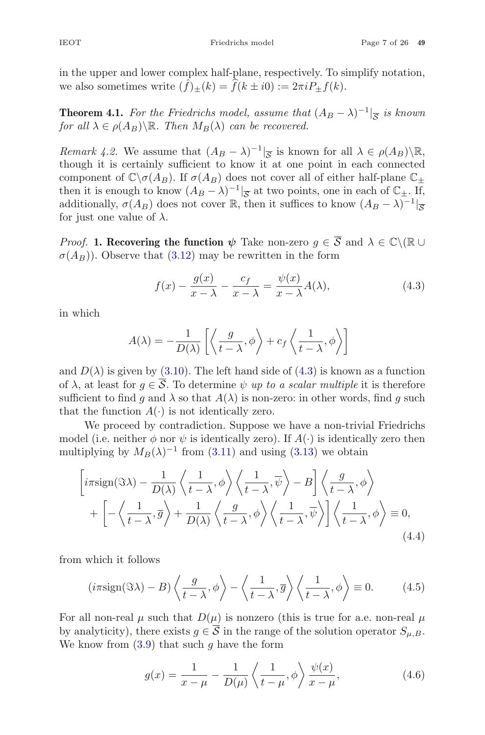in the upper and lower complex half-plane, respectively. To simplify notation, we also sometimes write $(\hat{f})_\pm(k) = \hat{f}(k \pm i0) := 2\pi i P_\pm f(k)$.

**Theorem 4.1.** *For the Friedrichs model, assume that $(A_B - \lambda)^{-1}|_{\overline{\mathcal{S}}}$ is known for all $\lambda \in \rho(A_B)\backslash\mathbb{R}$. Then $M_B(\lambda)$ can be recovered.*

*Remark 4.2.* We assume that $(A_B - \lambda)^{-1}|_{\overline{\mathcal{S}}}$ is known for all $\lambda \in \rho(A_B)\backslash\mathbb{R}$, though it is certainly sufficient to know it at one point in each connected component of $\mathbb{C}\backslash\sigma(A_B)$. If $\sigma(A_B)$ does not cover all of either half-plane $\mathbb{C}_\pm$ then it is enough to know $(A_B - \lambda)^{-1}|_{\overline{\mathcal{S}}}$ at two points, one in each of $\mathbb{C}_\pm$. If, additionally, $\sigma(A_B)$ does not cover $\mathbb{R}$, then it suffices to know $(A_B - \lambda)^{-1}|_{\overline{\mathcal{S}}}$ for just one value of $\lambda$.

*Proof.* **1. Recovering the function $\psi$** Take non-zero $g \in \overline{\mathcal{S}}$ and $\lambda \in \mathbb{C}\backslash(\mathbb{R} \cup \sigma(A_B))$. Observe that (3.12) may be rewritten in the form

$$f(x) - \frac{g(x)}{x - \lambda} - \frac{c_f}{x - \lambda} = \frac{\psi(x)}{x - \lambda} A(\lambda), \tag{4.3}$$

in which

$$A(\lambda) = -\frac{1}{D(\lambda)} \left[ \left\langle \frac{g}{t - \lambda}, \phi \right\rangle + c_f \left\langle \frac{1}{t - \lambda}, \phi \right\rangle \right]$$

and $D(\lambda)$ is given by (3.10). The left hand side of (4.3) is known as a function of $\lambda$, at least for $g \in \overline{\mathcal{S}}$. To determine $\psi$ *up to a scalar multiple* it is therefore sufficient to find $g$ and $\lambda$ so that $A(\lambda)$ is non-zero: in other words, find $g$ such that the function $A(\cdot)$ is not identically zero.

We proceed by contradiction. Suppose we have a non-trivial Friedrichs model (i.e. neither $\phi$ nor $\psi$ is identically zero). If $A(\cdot)$ is identically zero then multiplying by $M_B(\lambda)^{-1}$ from (3.11) and using (3.13) we obtain

$$\begin{aligned} &\left[ i\pi \mathrm{sign}(\Im\lambda) - \frac{1}{D(\lambda)} \left\langle \frac{1}{t - \lambda}, \phi \right\rangle \left\langle \frac{1}{t - \lambda}, \overline{\psi} \right\rangle - B \right] \left\langle \frac{g}{t - \lambda}, \phi \right\rangle \\ &\quad + \left[ -\left\langle \frac{1}{t - \lambda}, \overline{g} \right\rangle + \frac{1}{D(\lambda)} \left\langle \frac{g}{t - \lambda}, \phi \right\rangle \left\langle \frac{1}{t - \lambda}, \overline{\psi} \right\rangle \right] \left\langle \frac{1}{t - \lambda}, \phi \right\rangle \equiv 0, \end{aligned} \tag{4.4}$$

from which it follows

$$(i\pi \mathrm{sign}(\Im\lambda) - B) \left\langle \frac{g}{t - \lambda}, \phi \right\rangle - \left\langle \frac{1}{t - \lambda}, \overline{g} \right\rangle \left\langle \frac{1}{t - \lambda}, \phi \right\rangle \equiv 0. \tag{4.5}$$

For all non-real $\mu$ such that $D(\mu)$ is nonzero (this is true for a.e. non-real $\mu$ by analyticity), there exists $g \in \overline{\mathcal{S}}$ in the range of the solution operator $S_{\mu,B}$. We know from (3.9) that such $g$ have the form

$$g(x) = \frac{1}{x - \mu} - \frac{1}{D(\mu)} \left\langle \frac{1}{t - \mu}, \phi \right\rangle \frac{\psi(x)}{x - \mu}, \tag{4.6}$$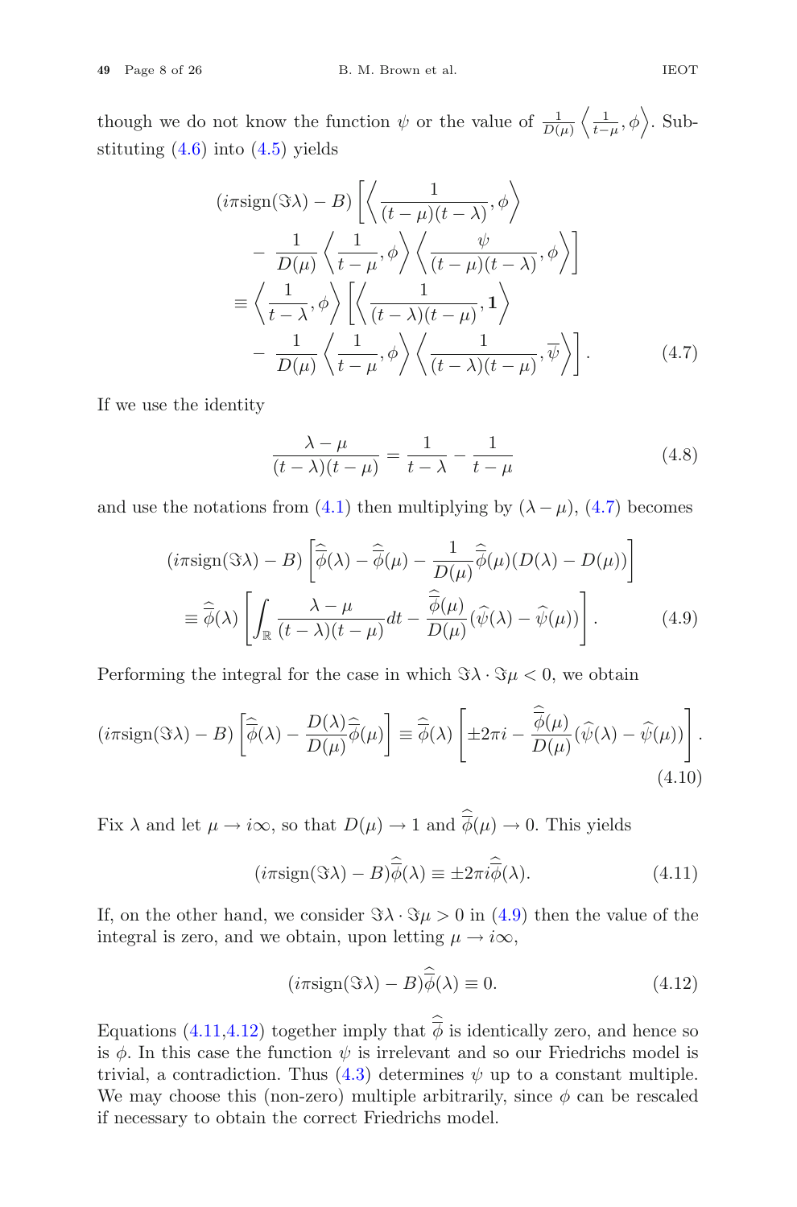though we do not know the function $\psi$ or the value of $\frac{1}{D(\mu)}\left\langle \frac{1}{t-\mu}, \phi \right\rangle$. Substituting (4.6) into (4.5) yields

$$
\begin{aligned}
(i\pi \mathrm{sign}(\Im\lambda) - B) &\left[ \left\langle \frac{1}{(t-\mu)(t-\lambda)}, \phi \right\rangle \right. \\
&\left. - \frac{1}{D(\mu)} \left\langle \frac{1}{t-\mu}, \phi \right\rangle \left\langle \frac{\psi}{(t-\mu)(t-\lambda)}, \phi \right\rangle \right] \\
\equiv &\left\langle \frac{1}{t-\lambda}, \phi \right\rangle \left[ \left\langle \frac{1}{(t-\lambda)(t-\mu)}, \mathbf{1} \right\rangle \right. \\
&\left. - \frac{1}{D(\mu)} \left\langle \frac{1}{t-\mu}, \phi \right\rangle \left\langle \frac{1}{(t-\lambda)(t-\mu)}, \overline{\psi} \right\rangle \right]. \qquad (4.7)
\end{aligned}
$$

If we use the identity

$$
\frac{\lambda - \mu}{(t-\lambda)(t-\mu)} = \frac{1}{t-\lambda} - \frac{1}{t-\mu} \qquad (4.8)
$$

and use the notations from (4.1) then multiplying by $(\lambda - \mu)$, (4.7) becomes

$$
\begin{aligned}
(i\pi \mathrm{sign}(\Im\lambda) - B) &\left[ \widehat{\overline{\phi}}(\lambda) - \widehat{\overline{\phi}}(\mu) - \frac{1}{D(\mu)} \widehat{\overline{\phi}}(\mu)(D(\lambda) - D(\mu)) \right] \\
\equiv \widehat{\overline{\phi}}(\lambda) &\left[ \int_{\mathbb{R}} \frac{\lambda - \mu}{(t-\lambda)(t-\mu)} dt - \frac{\widehat{\overline{\phi}}(\mu)}{D(\mu)} (\widehat{\psi}(\lambda) - \widehat{\psi}(\mu)) \right]. \qquad (4.9)
\end{aligned}
$$

Performing the integral for the case in which $\Im\lambda \cdot \Im\mu < 0$, we obtain

$$
(i\pi \mathrm{sign}(\Im\lambda) - B) \left[ \widehat{\overline{\phi}}(\lambda) - \frac{D(\lambda)}{D(\mu)} \widehat{\overline{\phi}}(\mu) \right] \equiv \widehat{\overline{\phi}}(\lambda) \left[ \pm 2\pi i - \frac{\widehat{\overline{\phi}}(\mu)}{D(\mu)} (\widehat{\psi}(\lambda) - \widehat{\psi}(\mu)) \right]. \qquad (4.10)
$$

Fix $\lambda$ and let $\mu \to i\infty$, so that $D(\mu) \to 1$ and $\widehat{\overline{\phi}}(\mu) \to 0$. This yields

$$
(i\pi \mathrm{sign}(\Im\lambda) - B) \widehat{\overline{\phi}}(\lambda) \equiv \pm 2\pi i \widehat{\overline{\phi}}(\lambda). \qquad (4.11)
$$

If, on the other hand, we consider $\Im\lambda \cdot \Im\mu > 0$ in (4.9) then the value of the integral is zero, and we obtain, upon letting $\mu \to i\infty$,

$$
(i\pi \mathrm{sign}(\Im\lambda) - B) \widehat{\overline{\phi}}(\lambda) \equiv 0. \qquad (4.12)
$$

Equations (4.11,4.12) together imply that $\widehat{\overline{\phi}}$ is identically zero, and hence so is $\phi$. In this case the function $\psi$ is irrelevant and so our Friedrichs model is trivial, a contradiction. Thus (4.3) determines $\psi$ up to a constant multiple. We may choose this (non-zero) multiple arbitrarily, since $\phi$ can be rescaled if necessary to obtain the correct Friedrichs model.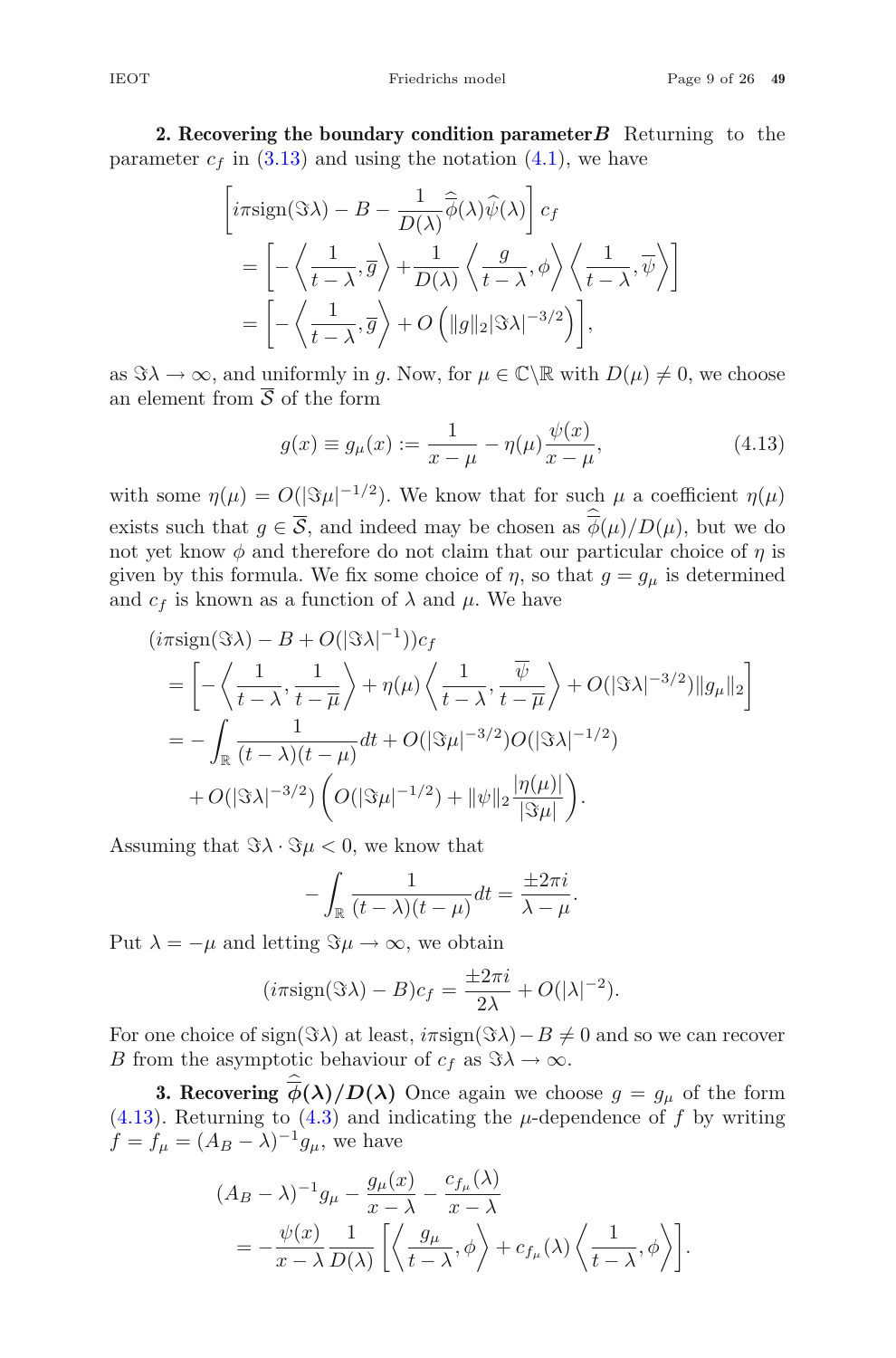**2. Recovering the boundary condition parameter $B$** Returning to the parameter $c_f$ in (3.13) and using the notation (4.1), we have

$$
\begin{aligned}
&\left[i\pi \operatorname{sign}(\Im\lambda) - B - \frac{1}{D(\lambda)}\widehat{\overline{\phi}}(\lambda)\widehat{\psi}(\lambda)\right] c_f \\
&\quad = \left[-\left\langle \frac{1}{t-\lambda}, \overline{g}\right\rangle + \frac{1}{D(\lambda)}\left\langle \frac{g}{t-\lambda}, \phi\right\rangle \left\langle \frac{1}{t-\lambda}, \overline{\psi}\right\rangle\right] \\
&\quad = \left[-\left\langle \frac{1}{t-\lambda}, \overline{g}\right\rangle + O\left(\|g\|_2 |\Im\lambda|^{-3/2}\right)\right],
\end{aligned}
$$

as $\Im\lambda \to \infty$, and uniformly in $g$. Now, for $\mu \in \mathbb{C}\backslash\mathbb{R}$ with $D(\mu) \neq 0$, we choose an element from $\overline{\mathcal{S}}$ of the form

$$
g(x) \equiv g_\mu(x) := \frac{1}{x-\mu} - \eta(\mu)\frac{\psi(x)}{x-\mu}, \tag{4.13}
$$

with some $\eta(\mu) = O(|\Im\mu|^{-1/2})$. We know that for such $\mu$ a coefficient $\eta(\mu)$ exists such that $g \in \overline{\mathcal{S}}$, and indeed may be chosen as $\widehat{\overline{\phi}}(\mu)/D(\mu)$, but we do not yet know $\phi$ and therefore do not claim that our particular choice of $\eta$ is given by this formula. We fix some choice of $\eta$, so that $g = g_\mu$ is determined and $c_f$ is known as a function of $\lambda$ and $\mu$. We have

$$
\begin{aligned}
&(i\pi \operatorname{sign}(\Im\lambda) - B + O(|\Im\lambda|^{-1}))c_f \\
&\quad = \left[-\left\langle \frac{1}{t-\lambda}, \frac{1}{t-\overline{\mu}}\right\rangle + \eta(\mu)\left\langle \frac{1}{t-\lambda}, \frac{\overline{\psi}}{t-\overline{\mu}}\right\rangle + O(|\Im\lambda|^{-3/2})\|g_\mu\|_2\right] \\
&\quad = -\int_{\mathbb{R}} \frac{1}{(t-\lambda)(t-\mu)}dt + O(|\Im\mu|^{-3/2})O(|\Im\lambda|^{-1/2}) \\
&\qquad + O(|\Im\lambda|^{-3/2})\left(O(|\Im\mu|^{-1/2}) + \|\psi\|_2 \frac{|\eta(\mu)|}{|\Im\mu|}\right).
\end{aligned}
$$

Assuming that $\Im\lambda \cdot \Im\mu < 0$, we know that

$$
-\int_{\mathbb{R}} \frac{1}{(t-\lambda)(t-\mu)}dt = \frac{\pm 2\pi i}{\lambda - \mu}.
$$

Put $\lambda = -\mu$ and letting $\Im\mu \to \infty$, we obtain

$$
(i\pi \operatorname{sign}(\Im\lambda) - B)c_f = \frac{\pm 2\pi i}{2\lambda} + O(|\lambda|^{-2}).
$$

For one choice of $\operatorname{sign}(\Im\lambda)$ at least, $i\pi \operatorname{sign}(\Im\lambda) - B \neq 0$ and so we can recover $B$ from the asymptotic behaviour of $c_f$ as $\Im\lambda \to \infty$.

**3. Recovering $\widehat{\overline{\phi}}(\lambda)/D(\lambda)$** Once again we choose $g = g_\mu$ of the form (4.13). Returning to (4.3) and indicating the $\mu$-dependence of $f$ by writing $f = f_\mu = (A_B - \lambda)^{-1}g_\mu$, we have

$$
\begin{aligned}
&(A_B - \lambda)^{-1}g_\mu - \frac{g_\mu(x)}{x-\lambda} - \frac{c_{f_\mu}(\lambda)}{x-\lambda} \\
&\quad = -\frac{\psi(x)}{x-\lambda}\frac{1}{D(\lambda)}\left[\left\langle \frac{g_\mu}{t-\lambda}, \phi\right\rangle + c_{f_\mu}(\lambda)\left\langle \frac{1}{t-\lambda}, \phi\right\rangle\right].
\end{aligned}
$$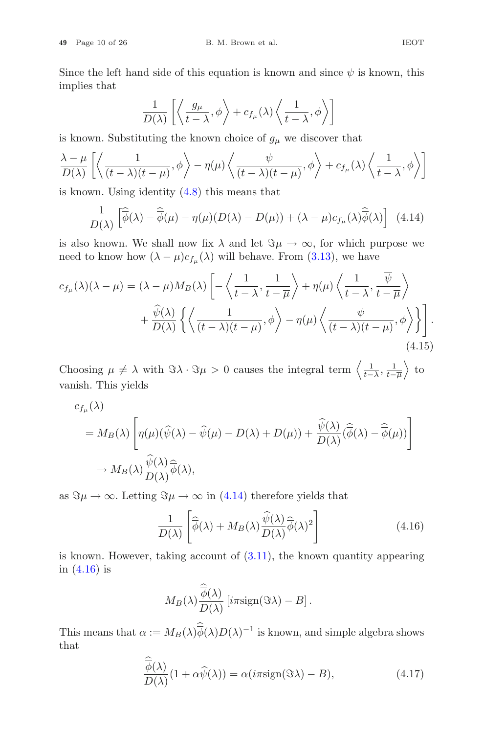Since the left hand side of this equation is known and since $\psi$ is known, this implies that

$$\frac{1}{D(\lambda)}\left[\left\langle \frac{g_\mu}{t-\lambda}, \phi\right\rangle + c_{f_\mu}(\lambda)\left\langle \frac{1}{t-\lambda}, \phi\right\rangle\right]$$

is known. Substituting the known choice of $g_\mu$ we discover that

$$\frac{\lambda-\mu}{D(\lambda)}\left[\left\langle \frac{1}{(t-\lambda)(t-\mu)}, \phi\right\rangle - \eta(\mu)\left\langle \frac{\psi}{(t-\lambda)(t-\mu)}, \phi\right\rangle + c_{f_\mu}(\lambda)\left\langle \frac{1}{t-\lambda}, \phi\right\rangle\right]$$

is known. Using identity (4.8) this means that

$$\frac{1}{D(\lambda)}\left[\widehat{\overline{\phi}}(\lambda) - \widehat{\overline{\phi}}(\mu) - \eta(\mu)(D(\lambda)-D(\mu)) + (\lambda-\mu)c_{f_\mu}(\lambda)\widehat{\overline{\phi}}(\lambda)\right] \tag{4.14}$$

is also known. We shall now fix $\lambda$ and let $\Im\mu \to \infty$, for which purpose we need to know how $(\lambda-\mu)c_{f_\mu}(\lambda)$ will behave. From (3.13), we have

$$\begin{aligned} c_{f_\mu}(\lambda)(\lambda-\mu) = (\lambda-\mu)M_B(\lambda)\Bigg[&-\left\langle \frac{1}{t-\lambda}, \frac{1}{t-\overline{\mu}}\right\rangle + \eta(\mu)\left\langle \frac{1}{t-\lambda}, \frac{\overline{\psi}}{t-\overline{\mu}}\right\rangle \\ &+ \frac{\widehat{\psi}(\lambda)}{D(\lambda)}\left\{\left\langle \frac{1}{(t-\lambda)(t-\mu)}, \phi\right\rangle - \eta(\mu)\left\langle \frac{\psi}{(t-\lambda)(t-\mu)}, \phi\right\rangle\right\}\Bigg]. \end{aligned} \tag{4.15}$$

Choosing $\mu \neq \lambda$ with $\Im\lambda \cdot \Im\mu > 0$ causes the integral term $\left\langle \frac{1}{t-\lambda}, \frac{1}{t-\overline{\mu}}\right\rangle$ to vanish. This yields

$$\begin{aligned} &c_{f_\mu}(\lambda) \\ &\quad = M_B(\lambda)\left[\eta(\mu)(\widehat{\psi}(\lambda) - \widehat{\psi}(\mu) - D(\lambda) + D(\mu)) + \frac{\widehat{\psi}(\lambda)}{D(\lambda)}(\widehat{\overline{\phi}}(\lambda) - \widehat{\overline{\phi}}(\mu))\right] \\ &\quad \to M_B(\lambda)\frac{\widehat{\psi}(\lambda)}{D(\lambda)}\widehat{\overline{\phi}}(\lambda), \end{aligned}$$

as $\Im\mu \to \infty$. Letting $\Im\mu \to \infty$ in (4.14) therefore yields that

$$\frac{1}{D(\lambda)}\left[\widehat{\overline{\phi}}(\lambda) + M_B(\lambda)\frac{\widehat{\psi}(\lambda)}{D(\lambda)}\widehat{\overline{\phi}}(\lambda)^2\right] \tag{4.16}$$

is known. However, taking account of (3.11), the known quantity appearing in (4.16) is

$$M_B(\lambda)\frac{\widehat{\overline{\phi}}(\lambda)}{D(\lambda)}\left[i\pi\text{sign}(\Im\lambda) - B\right].$$

This means that $\alpha := M_B(\lambda)\widehat{\overline{\phi}}(\lambda)D(\lambda)^{-1}$ is known, and simple algebra shows that

$$\frac{\widehat{\overline{\phi}}(\lambda)}{D(\lambda)}(1 + \alpha\widehat{\psi}(\lambda)) = \alpha(i\pi\text{sign}(\Im\lambda) - B), \tag{4.17}$$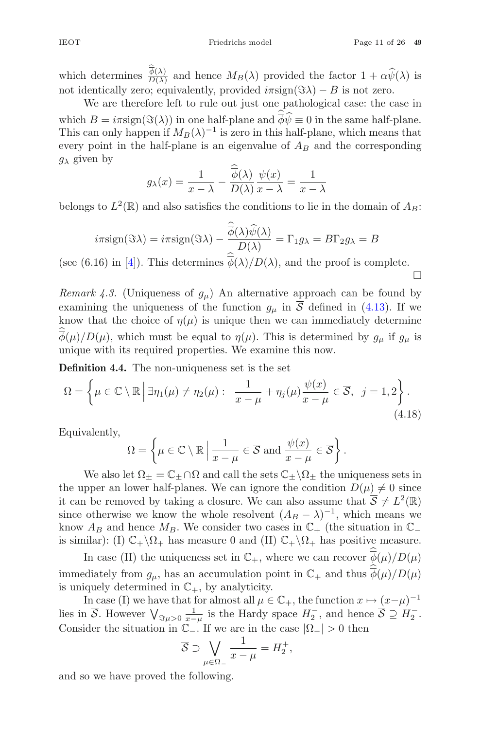which determines $\frac{\widehat{\overline{\phi}}(\lambda)}{D(\lambda)}$ and hence $M_B(\lambda)$ provided the factor $1 + \alpha\widehat{\psi}(\lambda)$ is not identically zero; equivalently, provided $i\pi\text{sign}(\Im\lambda) - B$ is not zero.

We are therefore left to rule out just one pathological case: the case in which $B = i\pi\text{sign}(\Im(\lambda))$ in one half-plane and $\widehat{\overline{\phi}}\widehat{\psi} \equiv 0$ in the same half-plane. This can only happen if $M_B(\lambda)^{-1}$ is zero in this half-plane, which means that every point in the half-plane is an eigenvalue of $A_B$ and the corresponding $g_\lambda$ given by

$$g_\lambda(x) = \frac{1}{x-\lambda} - \frac{\widehat{\overline{\phi}}(\lambda)}{D(\lambda)}\frac{\psi(x)}{x-\lambda} = \frac{1}{x-\lambda}$$

belongs to $L^2(\mathbb{R})$ and also satisfies the conditions to lie in the domain of $A_B$:

$$i\pi\text{sign}(\Im\lambda) = i\pi\text{sign}(\Im\lambda) - \frac{\widehat{\overline{\phi}}(\lambda)\widehat{\psi}(\lambda)}{D(\lambda)} = \Gamma_1 g_\lambda = B\Gamma_2 g_\lambda = B$$

(see (6.16) in [4]). This determines $\widehat{\overline{\phi}}(\lambda)/D(\lambda)$, and the proof is complete. □

*Remark 4.3.* (Uniqueness of $g_\mu$) An alternative approach can be found by examining the uniqueness of the function $g_\mu$ in $\overline{\mathcal{S}}$ defined in (4.13). If we know that the choice of $\eta(\mu)$ is unique then we can immediately determine $\widehat{\overline{\phi}}(\mu)/D(\mu)$, which must be equal to $\eta(\mu)$. This is determined by $g_\mu$ if $g_\mu$ is unique with its required properties. We examine this now.

**Definition 4.4.** The non-uniqueness set is the set

$$\Omega = \left\{ \mu \in \mathbb{C}\setminus\mathbb{R} \,\Big|\, \exists \eta_1(\mu) \neq \eta_2(\mu) : \ \ \frac{1}{x-\mu} + \eta_j(\mu)\frac{\psi(x)}{x-\mu} \in \overline{\mathcal{S}}, \ \ j = 1, 2 \right\}. \tag{4.18}$$

Equivalently,

$$\Omega = \left\{ \mu \in \mathbb{C}\setminus\mathbb{R} \,\Big|\, \frac{1}{x-\mu} \in \overline{\mathcal{S}} \text{ and } \frac{\psi(x)}{x-\mu} \in \overline{\mathcal{S}} \right\}.$$

We also let $\Omega_\pm = \mathbb{C}_\pm \cap \Omega$ and call the sets $\mathbb{C}_\pm \setminus \Omega_\pm$ the uniqueness sets in the upper an lower half-planes. We can ignore the condition $D(\mu) \neq 0$ since it can be removed by taking a closure. We can also assume that $\overline{\mathcal{S}} \neq L^2(\mathbb{R})$ since otherwise we know the whole resolvent $(A_B - \lambda)^{-1}$, which means we know $A_B$ and hence $M_B$. We consider two cases in $\mathbb{C}_+$ (the situation in $\mathbb{C}_-$ is similar): (I) $\mathbb{C}_+\setminus\Omega_+$ has measure 0 and (II) $\mathbb{C}_+\setminus\Omega_+$ has positive measure.

In case (II) the uniqueness set in $\mathbb{C}_+$, where we can recover $\widehat{\overline{\phi}}(\mu)/D(\mu)$ immediately from $g_\mu$, has an accumulation point in $\mathbb{C}_+$ and thus $\widehat{\overline{\phi}}(\mu)/D(\mu)$ is uniquely determined in $\mathbb{C}_+$, by analyticity.

In case (I) we have that for almost all $\mu \in \mathbb{C}_+$, the function $x \mapsto (x-\mu)^{-1}$ lies in $\overline{\mathcal{S}}$. However $\bigvee_{\Im\mu>0} \frac{1}{x-\mu}$ is the Hardy space $H_2^-$, and hence $\overline{\mathcal{S}} \supseteq H_2^-$. Consider the situation in $\mathbb{C}_-$. If we are in the case $|\Omega_-| > 0$ then

$$\overline{\mathcal{S}} \supset \bigvee_{\mu\in\Omega_-} \frac{1}{x-\mu} = H_2^+,$$

and so we have proved the following.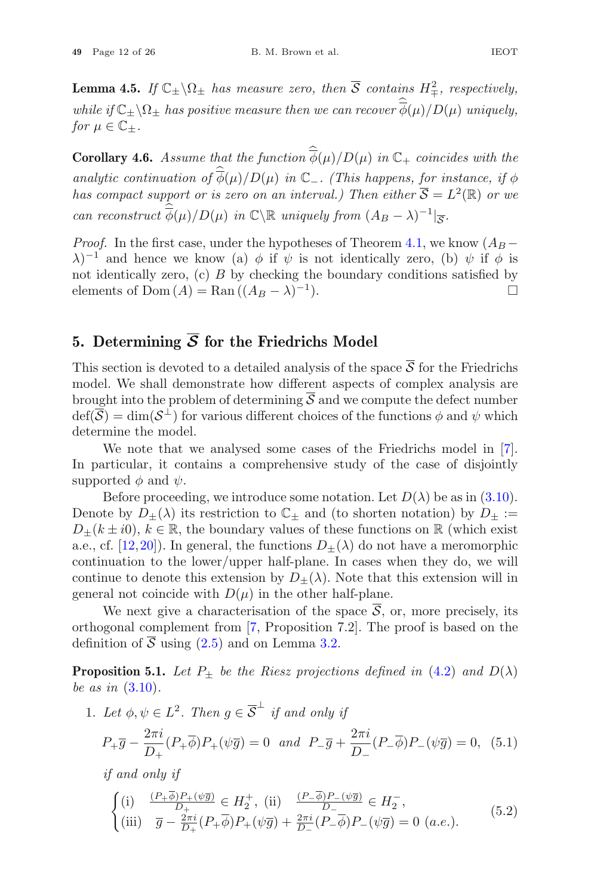**Lemma 4.5.** *If $\mathbb{C}_\pm \setminus \Omega_\pm$ has measure zero, then $\overline{\mathcal{S}}$ contains $H^2_\mp$, respectively, while if $\mathbb{C}_\pm \setminus \Omega_\pm$ has positive measure then we can recover $\widehat{\overline{\phi}}(\mu)/D(\mu)$ uniquely, for $\mu \in \mathbb{C}_\pm$.*

**Corollary 4.6.** *Assume that the function $\widehat{\overline{\phi}}(\mu)/D(\mu)$ in $\mathbb{C}_+$ coincides with the analytic continuation of $\widehat{\overline{\phi}}(\mu)/D(\mu)$ in $\mathbb{C}_-$. (This happens, for instance, if $\phi$ has compact support or is zero on an interval.) Then either $\overline{\mathcal{S}} = L^2(\mathbb{R})$ or we can reconstruct $\widehat{\overline{\phi}}(\mu)/D(\mu)$ in $\mathbb{C}\setminus\mathbb{R}$ uniquely from $(A_B - \lambda)^{-1}|_{\overline{\mathcal{S}}}$.*

*Proof.* In the first case, under the hypotheses of Theorem 4.1, we know $(A_B - \lambda)^{-1}$ and hence we know (a) $\phi$ if $\psi$ is not identically zero, (b) $\psi$ if $\phi$ is not identically zero, (c) $B$ by checking the boundary conditions satisfied by elements of $\mathrm{Dom}\,(A) = \mathrm{Ran}\,((A_B - \lambda)^{-1})$. □

## 5. Determining $\overline{\mathcal{S}}$ for the Friedrichs Model

This section is devoted to a detailed analysis of the space $\overline{\mathcal{S}}$ for the Friedrichs model. We shall demonstrate how different aspects of complex analysis are brought into the problem of determining $\overline{\mathcal{S}}$ and we compute the defect number $\mathrm{def}(\overline{\mathcal{S}}) = \dim(\mathcal{S}^\perp)$ for various different choices of the functions $\phi$ and $\psi$ which determine the model.

We note that we analysed some cases of the Friedrichs model in [7]. In particular, it contains a comprehensive study of the case of disjointly supported $\phi$ and $\psi$.

Before proceeding, we introduce some notation. Let $D(\lambda)$ be as in (3.10). Denote by $D_\pm(\lambda)$ its restriction to $\mathbb{C}_\pm$ and (to shorten notation) by $D_\pm := D_\pm(k \pm i0)$, $k \in \mathbb{R}$, the boundary values of these functions on $\mathbb{R}$ (which exist a.e., cf. [12,20]). In general, the functions $D_\pm(\lambda)$ do not have a meromorphic continuation to the lower/upper half-plane. In cases when they do, we will continue to denote this extension by $D_\pm(\lambda)$. Note that this extension will in general not coincide with $D(\mu)$ in the other half-plane.

We next give a characterisation of the space $\overline{\mathcal{S}}$, or, more precisely, its orthogonal complement from [7, Proposition 7.2]. The proof is based on the definition of $\overline{\mathcal{S}}$ using (2.5) and on Lemma 3.2.

**Proposition 5.1.** *Let $P_\pm$ be the Riesz projections defined in (4.2) and $D(\lambda)$ be as in (3.10).*

1. *Let $\phi, \psi \in L^2$. Then $g \in \overline{\mathcal{S}}^\perp$ if and only if*

$$P_+\overline{g} - \frac{2\pi i}{D_+}(P_+\overline{\phi})P_+(\psi\overline{g}) = 0 \quad \text{and} \quad P_-\overline{g} + \frac{2\pi i}{D_-}(P_-\overline{\phi})P_-(\psi\overline{g}) = 0, \quad (5.1)$$

*if and only if*

$$\begin{cases} \text{(i)} \quad \frac{(P_+\overline{\phi})P_+(\psi\overline{g})}{D_+} \in H_2^+, \ \text{(ii)} \quad \frac{(P_-\overline{\phi})P_-(\psi\overline{g})}{D_-} \in H_2^-, \\ \text{(iii)} \quad \overline{g} - \frac{2\pi i}{D_+}(P_+\overline{\phi})P_+(\psi\overline{g}) + \frac{2\pi i}{D_-}(P_-\overline{\phi})P_-(\psi\overline{g}) = 0 \ (a.e.). \end{cases} \quad (5.2)$$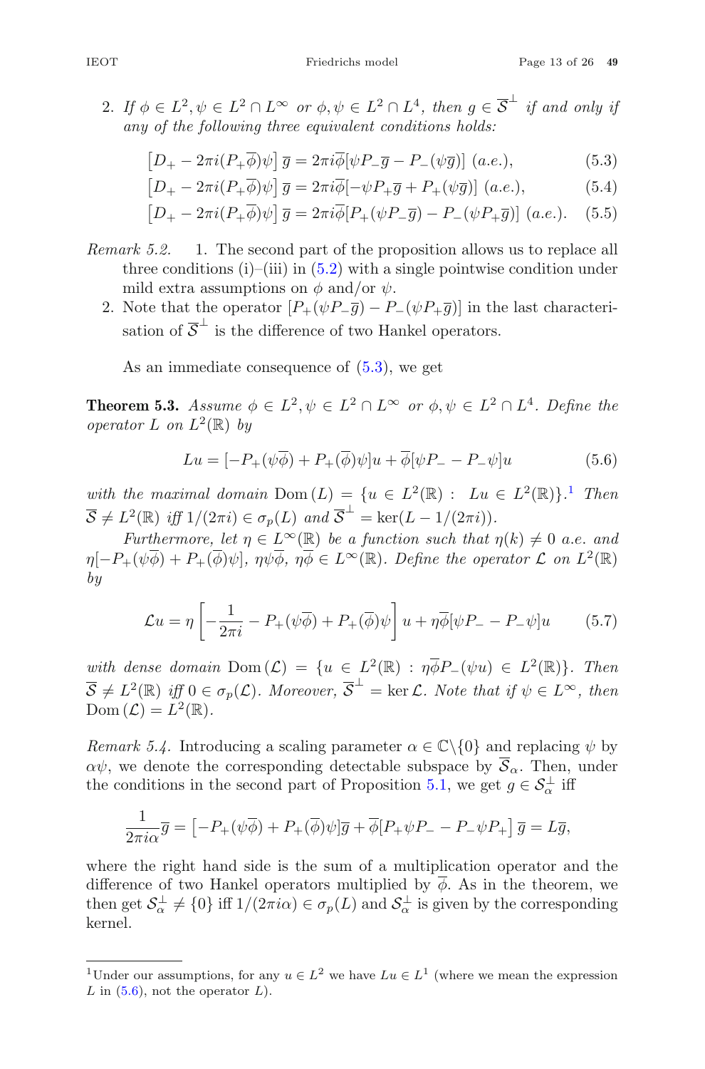2. *If $\phi \in L^2, \psi \in L^2 \cap L^\infty$ or $\phi, \psi \in L^2 \cap L^4$, then $g \in \overline{\mathcal{S}}^\perp$ if and only if any of the following three equivalent conditions holds:*

$$\left[D_+ - 2\pi i(P_+\overline{\phi})\psi\right]\overline{g} = 2\pi i\overline{\phi}[\psi P_-\overline{g} - P_-(\psi\overline{g})] \text{ (a.e.)}, \tag{5.3}$$

$$\left[D_+ - 2\pi i(P_+\overline{\phi})\psi\right]\overline{g} = 2\pi i\overline{\phi}[-\psi P_+\overline{g} + P_+(\psi\overline{g})] \text{ (a.e.)}, \tag{5.4}$$

$$\left[D_+ - 2\pi i(P_+\overline{\phi})\psi\right]\overline{g} = 2\pi i\overline{\phi}[P_+(\psi P_-\overline{g}) - P_-(\psi P_+\overline{g})] \text{ (a.e.)}. \tag{5.5}$$

*Remark 5.2.*
1. The second part of the proposition allows us to replace all three conditions (i)–(iii) in (5.2) with a single pointwise condition under mild extra assumptions on $\phi$ and/or $\psi$.
2. Note that the operator $[P_+(\psi P_-\overline{g}) - P_-(\psi P_+\overline{g})]$ in the last characterisation of $\overline{\mathcal{S}}^\perp$ is the difference of two Hankel operators.

As an immediate consequence of (5.3), we get

**Theorem 5.3.** *Assume $\phi \in L^2, \psi \in L^2 \cap L^\infty$ or $\phi, \psi \in L^2 \cap L^4$. Define the operator $L$ on $L^2(\mathbb{R})$ by*

$$Lu = [-P_+(\psi\overline{\phi}) + P_+(\overline{\phi})\psi]u + \overline{\phi}[\psi P_- - P_-\psi]u \tag{5.6}$$

*with the maximal domain $\mathrm{Dom}\,(L) = \{u \in L^2(\mathbb{R}) : \ Lu \in L^2(\mathbb{R})\}$.*[1] *Then $\overline{\mathcal{S}} \neq L^2(\mathbb{R})$ iff $1/(2\pi i) \in \sigma_p(L)$ and $\overline{\mathcal{S}}^\perp = \ker(L - 1/(2\pi i))$.*

*Furthermore, let $\eta \in L^\infty(\mathbb{R})$ be a function such that $\eta(k) \neq 0$ a.e. and $\eta[-P_+(\psi\overline{\phi}) + P_+(\overline{\phi})\psi]$, $\eta\psi\overline{\phi}$, $\eta\overline{\phi} \in L^\infty(\mathbb{R})$. Define the operator $\mathcal{L}$ on $L^2(\mathbb{R})$ by*

$$\mathcal{L}u = \eta\left[-\frac{1}{2\pi i} - P_+(\psi\overline{\phi}) + P_+(\overline{\phi})\psi\right]u + \eta\overline{\phi}[\psi P_- - P_-\psi]u \tag{5.7}$$

*with dense domain $\mathrm{Dom}\,(\mathcal{L}) = \{u \in L^2(\mathbb{R}) : \eta\overline{\phi}P_-(\psi u) \in L^2(\mathbb{R})\}$. Then $\overline{\mathcal{S}} \neq L^2(\mathbb{R})$ iff $0 \in \sigma_p(\mathcal{L})$. Moreover, $\overline{\mathcal{S}}^\perp = \ker\mathcal{L}$. Note that if $\psi \in L^\infty$, then $\mathrm{Dom}\,(\mathcal{L}) = L^2(\mathbb{R})$.*

*Remark 5.4.* Introducing a scaling parameter $\alpha \in \mathbb{C}\backslash\{0\}$ and replacing $\psi$ by $\alpha\psi$, we denote the corresponding detectable subspace by $\overline{\mathcal{S}}_\alpha$. Then, under the conditions in the second part of Proposition 5.1, we get $g \in \mathcal{S}_\alpha^\perp$ iff

$$\frac{1}{2\pi i\alpha}\overline{g} = \left[-P_+(\psi\overline{\phi}) + P_+(\overline{\phi})\psi\right]\overline{g} + \overline{\phi}\left[P_+\psi P_- - P_-\psi P_+\right]\overline{g} = L\overline{g},$$

where the right hand side is the sum of a multiplication operator and the difference of two Hankel operators multiplied by $\overline{\phi}$. As in the theorem, we then get $\mathcal{S}_\alpha^\perp \neq \{0\}$ iff $1/(2\pi i\alpha) \in \sigma_p(L)$ and $\mathcal{S}_\alpha^\perp$ is given by the corresponding kernel.

---

[1] Under our assumptions, for any $u \in L^2$ we have $Lu \in L^1$ (where we mean the expression $L$ in (5.6), not the operator $L$).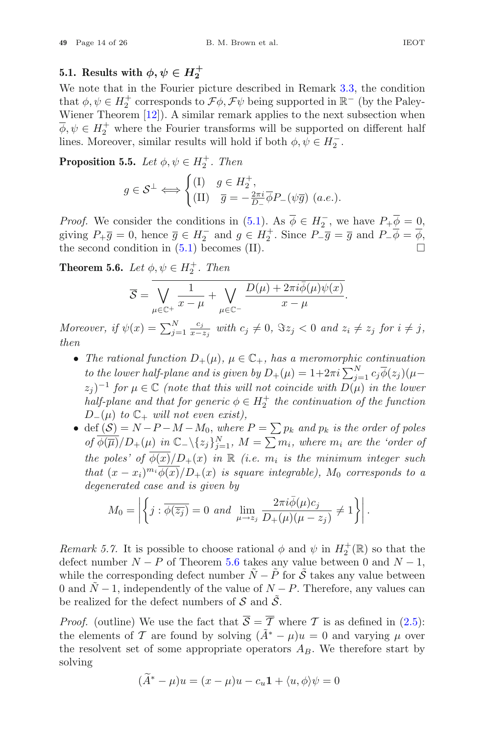### 5.1. Results with $\phi, \psi \in H_2^+$

We note that in the Fourier picture described in Remark 3.3, the condition that $\phi, \psi \in H_2^+$ corresponds to $\mathcal{F}\phi, \mathcal{F}\psi$ being supported in $\mathbb{R}^-$ (by the Paley-Wiener Theorem [12]). A similar remark applies to the next subsection when $\overline{\phi}, \psi \in H_2^+$ where the Fourier transforms will be supported on different half lines. Moreover, similar results will hold if both $\phi, \psi \in H_2^-$.

**Proposition 5.5.** *Let $\phi, \psi \in H_2^+$. Then*

$$g \in \mathcal{S}^\perp \iff \begin{cases} \text{(I)} & g \in H_2^+, \\ \text{(II)} & \overline{g} = -\frac{2\pi i}{D_-}\overline{\phi} P_-(\psi \overline{g}) \ (a.e.). \end{cases}$$

*Proof.* We consider the conditions in (5.1). As $\overline{\phi} \in H_2^-$, we have $P_+\overline{\phi} = 0$, giving $P_+\overline{g} = 0$, hence $\overline{g} \in H_2^-$ and $g \in H_2^+$. Since $P_-\overline{g} = \overline{g}$ and $P_-\overline{\phi} = \overline{\phi}$, the second condition in (5.1) becomes (II). □

**Theorem 5.6.** *Let $\phi, \psi \in H_2^+$. Then*

$$\overline{\mathcal{S}} = \overline{\bigvee_{\mu \in \mathbb{C}^+} \frac{1}{x-\mu} + \bigvee_{\mu \in \mathbb{C}^-} \frac{D(\mu) + 2\pi i \bar{\phi}(\mu)\psi(x)}{x-\mu}}.$$

*Moreover, if $\psi(x) = \sum_{j=1}^N \frac{c_j}{x - z_j}$ with $c_j \neq 0$, $\Im z_j < 0$ and $z_i \neq z_j$ for $i \neq j$, then*

- *The rational function $D_+(\mu)$, $\mu \in \mathbb{C}_+$, has a meromorphic continuation to the lower half-plane and is given by $D_+(\mu) = 1 + 2\pi i \sum_{j=1}^N c_j \overline{\phi}(z_j)(\mu - z_j)^{-1}$ for $\mu \in \mathbb{C}$ (note that this will not coincide with $D(\mu)$ in the lower half-plane and that for generic $\phi \in H_2^+$ the continuation of the function $D_-(\mu)$ to $\mathbb{C}_+$ will not even exist),*
- *$\operatorname{def}(\mathcal{S}) = N - P - M - M_0$, where $P = \sum p_k$ and $p_k$ is the order of poles of $\overline{\phi(\overline{\mu})}/D_+(\mu)$ in $\mathbb{C}_- \backslash \{z_j\}_{j=1}^N$, $M = \sum m_i$, where $m_i$ are the 'order of the poles' of $\overline{\phi(x)}/D_+(x)$ in $\mathbb{R}$ (i.e. $m_i$ is the minimum integer such that $(x - x_i)^{m_i}\overline{\phi(x)}/D_+(x)$ is square integrable), $M_0$ corresponds to a degenerated case and is given by*

$$M_0 = \left| \left\{ j : \overline{\phi(\overline{z_j})} = 0 \text{ and } \lim_{\mu \to z_j} \frac{2\pi i \bar{\phi}(\mu) c_j}{D_+(\mu)(\mu - z_j)} \neq 1 \right\} \right|.$$

*Remark 5.7.* It is possible to choose rational $\phi$ and $\psi$ in $H_2^+(\mathbb{R})$ so that the defect number $N - P$ of Theorem 5.6 takes any value between 0 and $N - 1$, while the corresponding defect number $\tilde{N} - \tilde{P}$ for $\tilde{\mathcal{S}}$ takes any value between 0 and $\tilde{N} - 1$, independently of the value of $N - P$. Therefore, any values can be realized for the defect numbers of $\mathcal{S}$ and $\tilde{\mathcal{S}}$.

*Proof.* (outline) We use the fact that $\overline{\mathcal{S}} = \overline{\mathcal{T}}$ where $\mathcal{T}$ is as defined in (2.5): the elements of $\mathcal{T}$ are found by solving $(\tilde{A}^* - \mu)u = 0$ and varying $\mu$ over the resolvent set of some appropriate operators $A_B$. We therefore start by solving

$$(\widetilde{A}^* - \mu)u = (x - \mu)u - c_u \mathbf{1} + \langle u, \phi \rangle \psi = 0$$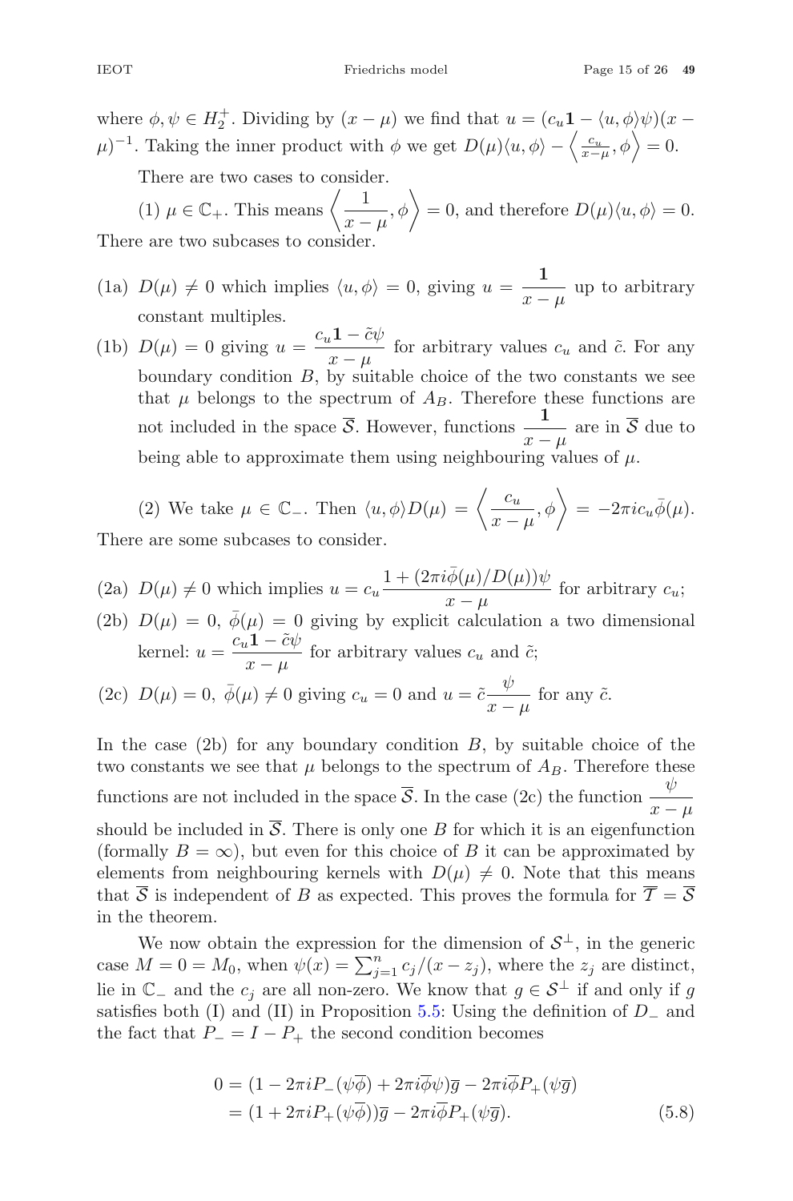where $\phi, \psi \in H_2^+$. Dividing by $(x-\mu)$ we find that $u = (c_u \mathbf{1} - \langle u, \phi \rangle \psi)(x-\mu)^{-1}$. Taking the inner product with $\phi$ we get $D(\mu)\langle u, \phi \rangle - \left\langle \frac{c_u}{x-\mu}, \phi \right\rangle = 0$.

There are two cases to consider.

(1) $\mu \in \mathbb{C}_+$. This means $\left\langle \dfrac{1}{x-\mu}, \phi \right\rangle = 0$, and therefore $D(\mu)\langle u, \phi \rangle = 0$. There are two subcases to consider.

(1a) $D(\mu) \neq 0$ which implies $\langle u, \phi \rangle = 0$, giving $u = \dfrac{\mathbf{1}}{x-\mu}$ up to arbitrary constant multiples.

(1b) $D(\mu) = 0$ giving $u = \dfrac{c_u \mathbf{1} - \tilde{c}\psi}{x-\mu}$ for arbitrary values $c_u$ and $\tilde{c}$. For any boundary condition $B$, by suitable choice of the two constants we see that $\mu$ belongs to the spectrum of $A_B$. Therefore these functions are not included in the space $\overline{\mathcal{S}}$. However, functions $\dfrac{\mathbf{1}}{x-\mu}$ are in $\overline{\mathcal{S}}$ due to being able to approximate them using neighbouring values of $\mu$.

(2) We take $\mu \in \mathbb{C}_-$. Then $\langle u, \phi \rangle D(\mu) = \left\langle \dfrac{c_u}{x-\mu}, \phi \right\rangle = -2\pi i c_u \bar{\phi}(\mu)$. There are some subcases to consider.

(2a) $D(\mu) \neq 0$ which implies $u = c_u \dfrac{1 + (2\pi i \bar{\phi}(\mu)/D(\mu))\psi}{x-\mu}$ for arbitrary $c_u$;

(2b) $D(\mu) = 0$, $\bar{\phi}(\mu) = 0$ giving by explicit calculation a two dimensional kernel: $u = \dfrac{c_u \mathbf{1} - \tilde{c}\psi}{x-\mu}$ for arbitrary values $c_u$ and $\tilde{c}$;

(2c) $D(\mu) = 0$, $\bar{\phi}(\mu) \neq 0$ giving $c_u = 0$ and $u = \tilde{c}\dfrac{\psi}{x-\mu}$ for any $\tilde{c}$.

In the case (2b) for any boundary condition $B$, by suitable choice of the two constants we see that $\mu$ belongs to the spectrum of $A_B$. Therefore these functions are not included in the space $\overline{\mathcal{S}}$. In the case (2c) the function $\dfrac{\psi}{x-\mu}$ should be included in $\overline{\mathcal{S}}$. There is only one $B$ for which it is an eigenfunction (formally $B = \infty$), but even for this choice of $B$ it can be approximated by elements from neighbouring kernels with $D(\mu) \neq 0$. Note that this means that $\overline{\mathcal{S}}$ is independent of $B$ as expected. This proves the formula for $\overline{\mathcal{T}} = \overline{\mathcal{S}}$ in the theorem.

We now obtain the expression for the dimension of $\mathcal{S}^\perp$, in the generic case $M = 0 = M_0$, when $\psi(x) = \sum_{j=1}^n c_j/(x - z_j)$, where the $z_j$ are distinct, lie in $\mathbb{C}_-$ and the $c_j$ are all non-zero. We know that $g \in \mathcal{S}^\perp$ if and only if $g$ satisfies both (I) and (II) in Proposition 5.5: Using the definition of $D_-$ and the fact that $P_- = I - P_+$ the second condition becomes

$$
\begin{aligned}
0 &= (1 - 2\pi i P_-(\psi\overline{\phi}) + 2\pi i \overline{\phi}\psi)\overline{g} - 2\pi i \overline{\phi} P_+(\psi\overline{g}) \\
&= (1 + 2\pi i P_+(\psi\overline{\phi}))\overline{g} - 2\pi i \overline{\phi} P_+(\psi\overline{g}).
\end{aligned} \tag{5.8}
$$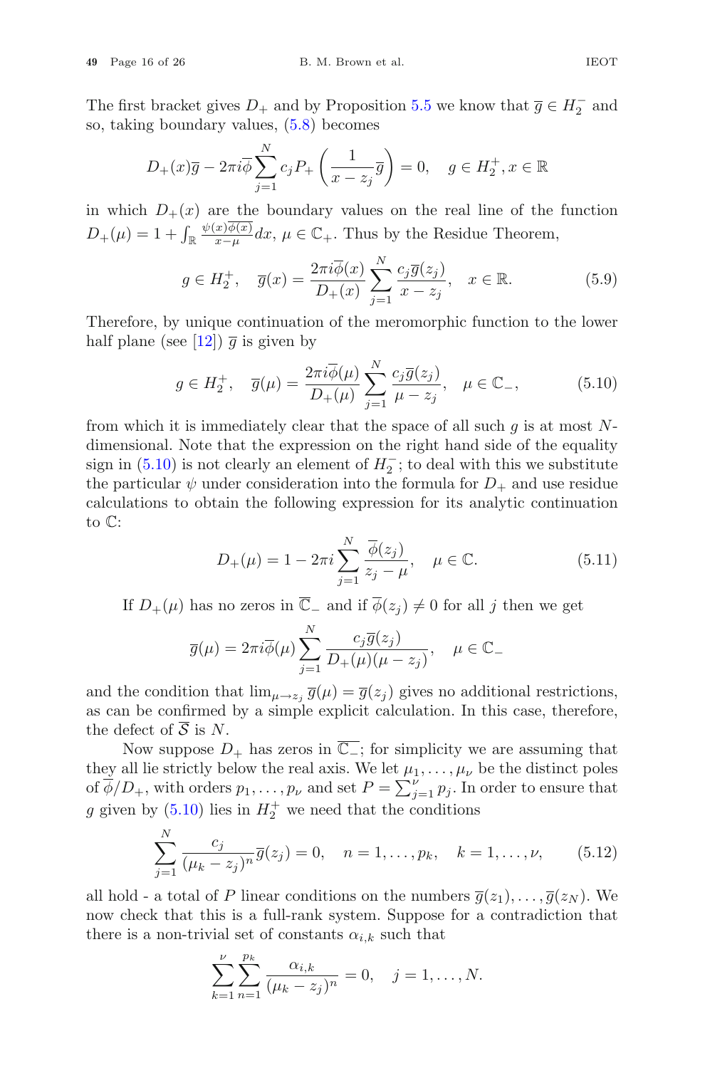The first bracket gives $D_+$ and by Proposition 5.5 we know that $\overline{g} \in H_2^-$ and so, taking boundary values, (5.8) becomes

$$D_+(x)\overline{g} - 2\pi i\overline{\phi}\sum_{j=1}^{N} c_j P_+\left(\frac{1}{x-z_j}\overline{g}\right) = 0, \quad g \in H_2^+, x \in \mathbb{R}$$

in which $D_+(x)$ are the boundary values on the real line of the function $D_+(\mu) = 1 + \int_{\mathbb{R}} \frac{\psi(x)\overline{\phi(x)}}{x-\mu}dx$, $\mu \in \mathbb{C}_+$. Thus by the Residue Theorem,

$$g \in H_2^+, \quad \overline{g}(x) = \frac{2\pi i\overline{\phi}(x)}{D_+(x)}\sum_{j=1}^{N}\frac{c_j\overline{g}(z_j)}{x-z_j}, \quad x \in \mathbb{R}. \tag{5.9}$$

Therefore, by unique continuation of the meromorphic function to the lower half plane (see [12]) $\overline{g}$ is given by

$$g \in H_2^+, \quad \overline{g}(\mu) = \frac{2\pi i\overline{\phi}(\mu)}{D_+(\mu)}\sum_{j=1}^{N}\frac{c_j\overline{g}(z_j)}{\mu-z_j}, \quad \mu \in \mathbb{C}_-, \tag{5.10}$$

from which it is immediately clear that the space of all such $g$ is at most $N$-dimensional. Note that the expression on the right hand side of the equality sign in (5.10) is not clearly an element of $H_2^-$; to deal with this we substitute the particular $\psi$ under consideration into the formula for $D_+$ and use residue calculations to obtain the following expression for its analytic continuation to $\mathbb{C}$:

$$D_+(\mu) = 1 - 2\pi i\sum_{j=1}^{N}\frac{\overline{\phi}(z_j)}{z_j-\mu}, \quad \mu \in \mathbb{C}. \tag{5.11}$$

If $D_+(\mu)$ has no zeros in $\overline{\mathbb{C}}_-$ and if $\overline{\phi}(z_j) \neq 0$ for all $j$ then we get

$$\overline{g}(\mu) = 2\pi i\overline{\phi}(\mu)\sum_{j=1}^{N}\frac{c_j\overline{g}(z_j)}{D_+(\mu)(\mu-z_j)}, \quad \mu \in \mathbb{C}_-$$

and the condition that $\lim_{\mu\to z_j}\overline{g}(\mu) = \overline{g}(z_j)$ gives no additional restrictions, as can be confirmed by a simple explicit calculation. In this case, therefore, the defect of $\overline{\mathcal{S}}$ is $N$.

Now suppose $D_+$ has zeros in $\overline{\mathbb{C}_-}$; for simplicity we are assuming that they all lie strictly below the real axis. We let $\mu_1, \ldots, \mu_\nu$ be the distinct poles of $\overline{\phi}/D_+$, with orders $p_1, \ldots, p_\nu$ and set $P = \sum_{j=1}^{\nu} p_j$. In order to ensure that $g$ given by (5.10) lies in $H_2^+$ we need that the conditions

$$\sum_{j=1}^{N}\frac{c_j}{(\mu_k-z_j)^n}\overline{g}(z_j) = 0, \quad n = 1, \ldots, p_k, \quad k = 1, \ldots, \nu, \tag{5.12}$$

all hold - a total of $P$ linear conditions on the numbers $\overline{g}(z_1), \ldots, \overline{g}(z_N)$. We now check that this is a full-rank system. Suppose for a contradiction that there is a non-trivial set of constants $\alpha_{i,k}$ such that

$$\sum_{k=1}^{\nu}\sum_{n=1}^{p_k}\frac{\alpha_{i,k}}{(\mu_k-z_j)^n} = 0, \quad j = 1, \ldots, N.$$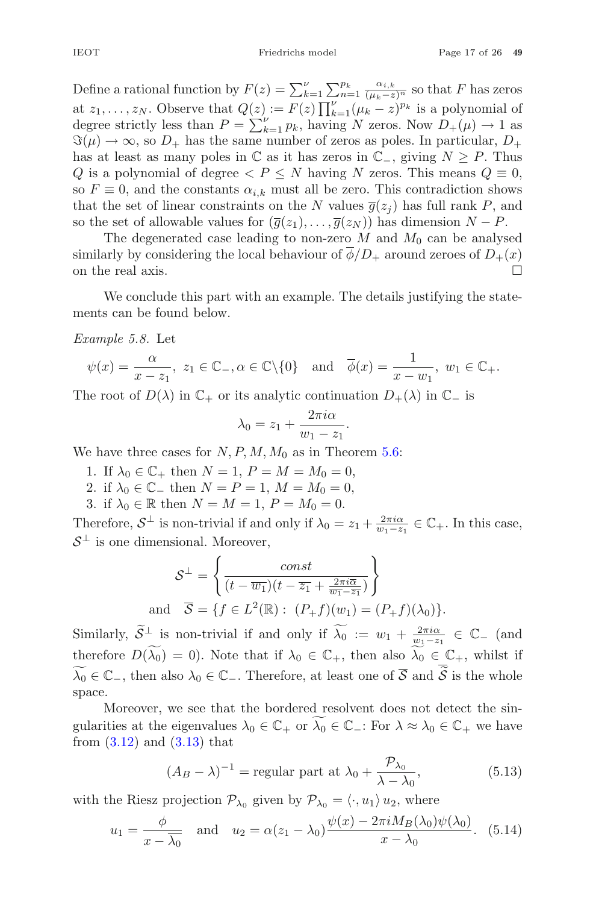Define a rational function by $F(z) = \sum_{k=1}^{\nu} \sum_{n=1}^{p_k} \frac{\alpha_{i,k}}{(\mu_k - z)^n}$ so that $F$ has zeros at $z_1, \ldots, z_N$. Observe that $Q(z) := F(z) \prod_{k=1}^{\nu} (\mu_k - z)^{p_k}$ is a polynomial of degree strictly less than $P = \sum_{k=1}^{\nu} p_k$, having $N$ zeros. Now $D_+(\mu) \to 1$ as $\Im(\mu) \to \infty$, so $D_+$ has the same number of zeros as poles. In particular, $D_+$ has at least as many poles in $\mathbb{C}$ as it has zeros in $\mathbb{C}_-$, giving $N \geq P$. Thus $Q$ is a polynomial of degree $< P \leq N$ having $N$ zeros. This means $Q \equiv 0$, so $F \equiv 0$, and the constants $\alpha_{i,k}$ must all be zero. This contradiction shows that the set of linear constraints on the $N$ values $\overline{g}(z_j)$ has full rank $P$, and so the set of allowable values for $(\overline{g}(z_1), \ldots, \overline{g}(z_N))$ has dimension $N - P$.

The degenerated case leading to non-zero $M$ and $M_0$ can be analysed similarly by considering the local behaviour of $\overline{\phi}/D_+$ around zeroes of $D_+(x)$ on the real axis. □

We conclude this part with an example. The details justifying the statements can be found below.

*Example 5.8.* Let

$$\psi(x) = \frac{\alpha}{x - z_1},\ z_1 \in \mathbb{C}_-, \alpha \in \mathbb{C}\backslash\{0\} \quad \text{and} \quad \overline{\phi}(x) = \frac{1}{x - w_1},\ w_1 \in \mathbb{C}_+.$$

The root of $D(\lambda)$ in $\mathbb{C}_+$ or its analytic continuation $D_+(\lambda)$ in $\mathbb{C}_-$ is

$$\lambda_0 = z_1 + \frac{2\pi i \alpha}{w_1 - z_1}.$$

We have three cases for $N, P, M, M_0$ as in Theorem 5.6:

1. If $\lambda_0 \in \mathbb{C}_+$ then $N = 1$, $P = M = M_0 = 0$,
2. if $\lambda_0 \in \mathbb{C}_-$ then $N = P = 1$, $M = M_0 = 0$,
3. if $\lambda_0 \in \mathbb{R}$ then $N = M = 1$, $P = M_0 = 0$.

Therefore, $\mathcal{S}^\perp$ is non-trivial if and only if $\lambda_0 = z_1 + \frac{2\pi i \alpha}{w_1 - z_1} \in \mathbb{C}_+$. In this case, $\mathcal{S}^\perp$ is one dimensional. Moreover,

$$\mathcal{S}^\perp = \left\{ \frac{const}{(t - \overline{w_1})(t - \overline{z_1} + \frac{2\pi i \overline{\alpha}}{\overline{w_1} - \overline{z_1}})} \right\}$$
$$\text{and} \quad \overline{\mathcal{S}} = \{ f \in L^2(\mathbb{R}) :\ (P_+ f)(w_1) = (P_+ f)(\lambda_0) \}.$$

Similarly, $\widetilde{\mathcal{S}}^\perp$ is non-trivial if and only if $\widetilde{\lambda_0} := w_1 + \frac{2\pi i \alpha}{w_1 - z_1} \in \mathbb{C}_-$ (and therefore $D(\widetilde{\lambda_0}) = 0$). Note that if $\lambda_0 \in \mathbb{C}_+$, then also $\widetilde{\lambda_0} \in \mathbb{C}_+$, whilst if $\widetilde{\lambda_0} \in \mathbb{C}_-$, then also $\lambda_0 \in \mathbb{C}_-$. Therefore, at least one of $\overline{\mathcal{S}}$ and $\overline{\widetilde{\mathcal{S}}}$ is the whole space.

Moreover, we see that the bordered resolvent does not detect the singularities at the eigenvalues $\lambda_0 \in \mathbb{C}_+$ or $\widetilde{\lambda_0} \in \mathbb{C}_-$: For $\lambda \approx \lambda_0 \in \mathbb{C}_+$ we have from (3.12) and (3.13) that

$$(A_B - \lambda)^{-1} = \text{regular part at } \lambda_0 + \frac{\mathcal{P}_{\lambda_0}}{\lambda - \lambda_0}, \tag{5.13}$$

with the Riesz projection $\mathcal{P}_{\lambda_0}$ given by $\mathcal{P}_{\lambda_0} = \langle \cdot, u_1 \rangle u_2$, where

$$u_1 = \frac{\phi}{x - \overline{\lambda_0}} \quad \text{and} \quad u_2 = \alpha(z_1 - \lambda_0) \frac{\psi(x) - 2\pi i M_B(\lambda_0)\psi(\lambda_0)}{x - \lambda_0}. \tag{5.14}$$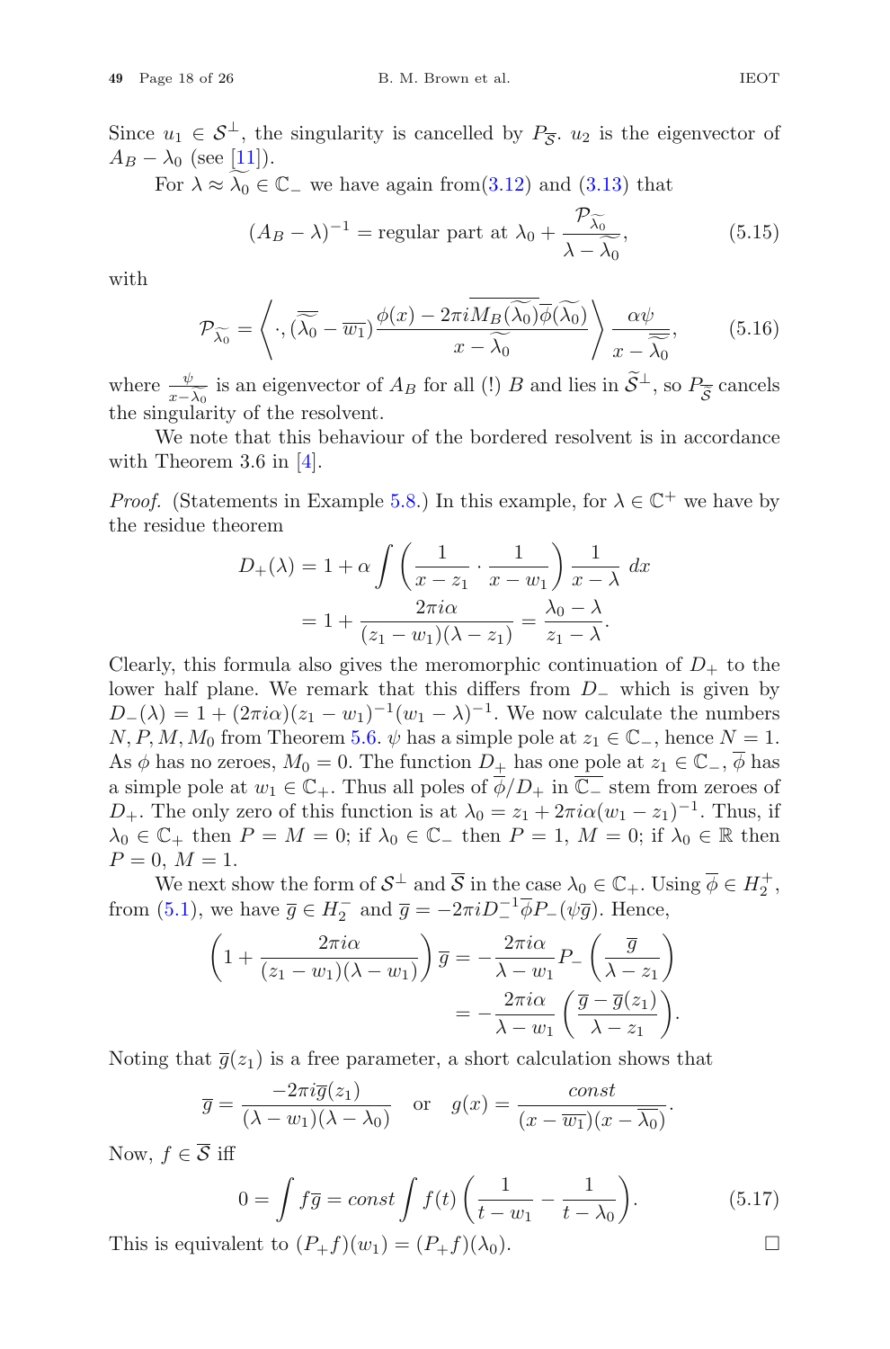Since $u_1 \in \mathcal{S}^\perp$, the singularity is cancelled by $P_{\overline{\mathcal{S}}}$. $u_2$ is the eigenvector of $A_B - \lambda_0$ (see [11]).

For $\lambda \approx \widetilde{\lambda_0} \in \mathbb{C}_-$ we have again from(3.12) and (3.13) that

$$(A_B - \lambda)^{-1} = \text{regular part at } \lambda_0 + \frac{\mathcal{P}_{\widetilde{\lambda_0}}}{\lambda - \widetilde{\lambda_0}}, \tag{5.15}$$

with

$$\mathcal{P}_{\widetilde{\lambda_0}} = \left\langle \cdot, (\overline{\widetilde{\lambda_0}} - \overline{w_1}) \frac{\phi(x) - 2\pi i \overline{M_B(\widetilde{\lambda_0})}\overline{\phi}(\widetilde{\lambda_0})}{x - \widetilde{\lambda_0}} \right\rangle \frac{\alpha \psi}{x - \overline{\widetilde{\lambda_0}}}, \tag{5.16}$$

where $\frac{\psi}{x - \widetilde{\lambda_0}}$ is an eigenvector of $A_B$ for all (!) $B$ and lies in $\widetilde{\mathcal{S}}^\perp$, so $P_{\overline{\widetilde{\mathcal{S}}}}$ cancels the singularity of the resolvent.

We note that this behaviour of the bordered resolvent is in accordance with Theorem 3.6 in [4].

*Proof.* (Statements in Example 5.8.) In this example, for $\lambda \in \mathbb{C}^+$ we have by the residue theorem

$$\begin{aligned} D_+(\lambda) &= 1 + \alpha \int \left( \frac{1}{x - z_1} \cdot \frac{1}{x - w_1} \right) \frac{1}{x - \lambda} \, dx \\ &= 1 + \frac{2\pi i \alpha}{(z_1 - w_1)(\lambda - z_1)} = \frac{\lambda_0 - \lambda}{z_1 - \lambda}. \end{aligned}$$

Clearly, this formula also gives the meromorphic continuation of $D_+$ to the lower half plane. We remark that this differs from $D_-$ which is given by $D_-(\lambda) = 1 + (2\pi i \alpha)(z_1 - w_1)^{-1}(w_1 - \lambda)^{-1}$. We now calculate the numbers $N, P, M, M_0$ from Theorem 5.6. $\psi$ has a simple pole at $z_1 \in \mathbb{C}_-$, hence $N = 1$. As $\phi$ has no zeroes, $M_0 = 0$. The function $D_+$ has one pole at $z_1 \in \mathbb{C}_-$, $\overline{\phi}$ has a simple pole at $w_1 \in \mathbb{C}_+$. Thus all poles of $\overline{\phi}/D_+$ in $\overline{\mathbb{C}_-}$ stem from zeros of $D_+$. The only zero of this function is at $\lambda_0 = z_1 + 2\pi i \alpha (w_1 - z_1)^{-1}$. Thus, if $\lambda_0 \in \mathbb{C}_+$ then $P = M = 0$; if $\lambda_0 \in \mathbb{C}_-$ then $P = 1$, $M = 0$; if $\lambda_0 \in \mathbb{R}$ then $P = 0$, $M = 1$.

We next show the form of $\mathcal{S}^\perp$ and $\overline{\mathcal{S}}$ in the case $\lambda_0 \in \mathbb{C}_+$. Using $\overline{\phi} \in H_2^+$, from (5.1), we have $\overline{g} \in H_2^-$ and $\overline{g} = -2\pi i D_-^{-1} \overline{\phi} P_-(\psi \overline{g})$. Hence,

$$\begin{aligned} \left( 1 + \frac{2\pi i \alpha}{(z_1 - w_1)(\lambda - w_1)} \right) \overline{g} &= -\frac{2\pi i \alpha}{\lambda - w_1} P_- \left( \frac{\overline{g}}{\lambda - z_1} \right) \\ &= -\frac{2\pi i \alpha}{\lambda - w_1} \left( \frac{\overline{g} - \overline{g}(z_1)}{\lambda - z_1} \right). \end{aligned}$$

Noting that $\overline{g}(z_1)$ is a free parameter, a short calculation shows that

$$\overline{g} = \frac{-2\pi i \overline{g}(z_1)}{(\lambda - w_1)(\lambda - \lambda_0)} \quad \text{or} \quad g(x) = \frac{const}{(x - \overline{w_1})(x - \overline{\lambda_0})}.$$

Now, $f \in \overline{\mathcal{S}}$ iff

$$0 = \int f \overline{g} = const \int f(t) \left( \frac{1}{t - w_1} - \frac{1}{t - \lambda_0} \right). \tag{5.17}$$

This is equivalent to $(P_+ f)(w_1) = (P_+ f)(\lambda_0)$. $\square$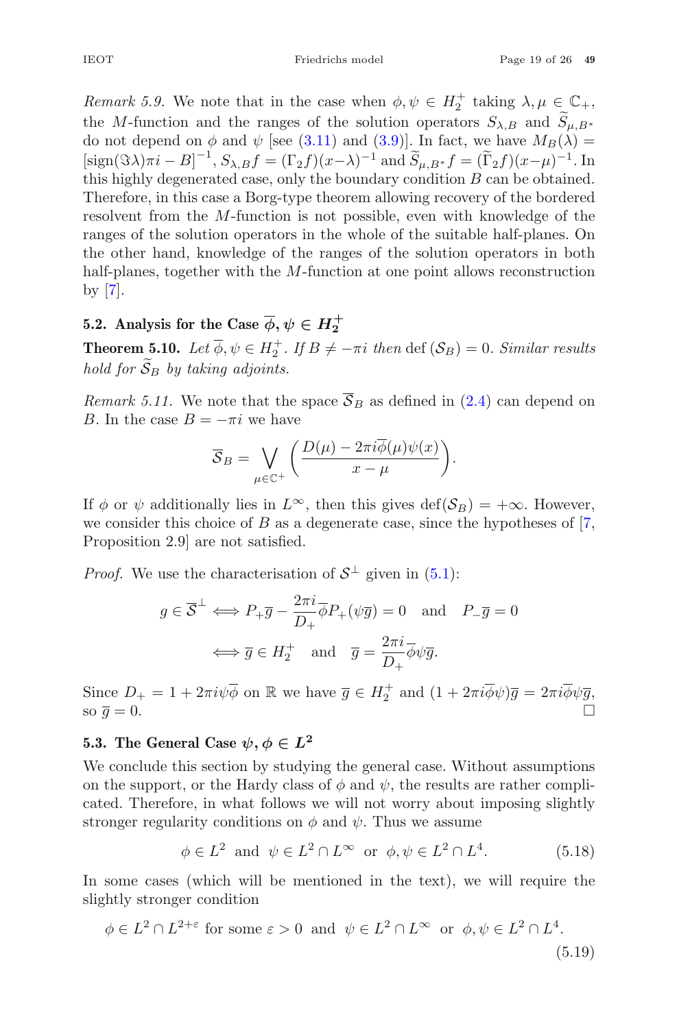*Remark 5.9.* We note that in the case when $\phi, \psi \in H_2^+$ taking $\lambda, \mu \in \mathbb{C}_+$, the $M$-function and the ranges of the solution operators $S_{\lambda,B}$ and $\widetilde{S}_{\mu,B^*}$ do not depend on $\phi$ and $\psi$ [see (3.11) and (3.9)]. In fact, we have $M_B(\lambda) = [\text{sign}(\Im\lambda)\pi i - B]^{-1}$, $S_{\lambda,B} f = (\Gamma_2 f)(x-\lambda)^{-1}$ and $\widetilde{S}_{\mu,B^*} f = (\widetilde{\Gamma}_2 f)(x-\mu)^{-1}$. In this highly degenerated case, only the boundary condition $B$ can be obtained. Therefore, in this case a Borg-type theorem allowing recovery of the bordered resolvent from the $M$-function is not possible, even with knowledge of the ranges of the solution operators in the whole of the suitable half-planes. On the other hand, knowledge of the ranges of the solution operators in both half-planes, together with the $M$-function at one point allows reconstruction by [7].

### 5.2. Analysis for the Case $\overline{\phi}, \psi \in H_2^+$

**Theorem 5.10.** *Let $\overline{\phi}, \psi \in H_2^+$. If $B \neq -\pi i$ then* $\text{def}\,(\mathcal{S}_B) = 0$*. Similar results hold for $\widetilde{\mathcal{S}}_B$ by taking adjoints.*

*Remark 5.11.* We note that the space $\overline{\mathcal{S}}_B$ as defined in (2.4) can depend on $B$. In the case $B = -\pi i$ we have

$$\overline{\mathcal{S}}_B = \bigvee_{\mu \in \mathbb{C}^+} \left( \frac{D(\mu) - 2\pi i \overline{\phi}(\mu)\psi(x)}{x - \mu} \right).$$

If $\phi$ or $\psi$ additionally lies in $L^\infty$, then this gives $\text{def}(\mathcal{S}_B) = +\infty$. However, we consider this choice of $B$ as a degenerate case, since the hypotheses of [7, Proposition 2.9] are not satisfied.

*Proof.* We use the characterisation of $\mathcal{S}^\perp$ given in (5.1):

$$g \in \overline{\mathcal{S}}^\perp \iff P_+\overline{g} - \frac{2\pi i}{D_+}\overline{\phi} P_+(\psi \overline{g}) = 0 \quad \text{and} \quad P_-\overline{g} = 0$$

$$\iff \overline{g} \in H_2^+ \quad \text{and} \quad \overline{g} = \frac{2\pi i}{D_+}\overline{\phi}\psi\overline{g}.$$

Since $D_+ = 1 + 2\pi i \psi \overline{\phi}$ on $\mathbb{R}$ we have $\overline{g} \in H_2^+$ and $(1 + 2\pi i \overline{\phi}\psi)\overline{g} = 2\pi i \overline{\phi}\psi\overline{g}$, so $\overline{g} = 0$. $\square$

### 5.3. The General Case $\psi, \phi \in L^2$

We conclude this section by studying the general case. Without assumptions on the support, or the Hardy class of $\phi$ and $\psi$, the results are rather complicated. Therefore, in what follows we will not worry about imposing slightly stronger regularity conditions on $\phi$ and $\psi$. Thus we assume

$$\phi \in L^2 \text{ and } \psi \in L^2 \cap L^\infty \text{ or } \phi, \psi \in L^2 \cap L^4. \tag{5.18}$$

In some cases (which will be mentioned in the text), we will require the slightly stronger condition

$$\phi \in L^2 \cap L^{2+\varepsilon} \text{ for some } \varepsilon > 0 \text{ and } \psi \in L^2 \cap L^\infty \text{ or } \phi, \psi \in L^2 \cap L^4. \tag{5.19}$$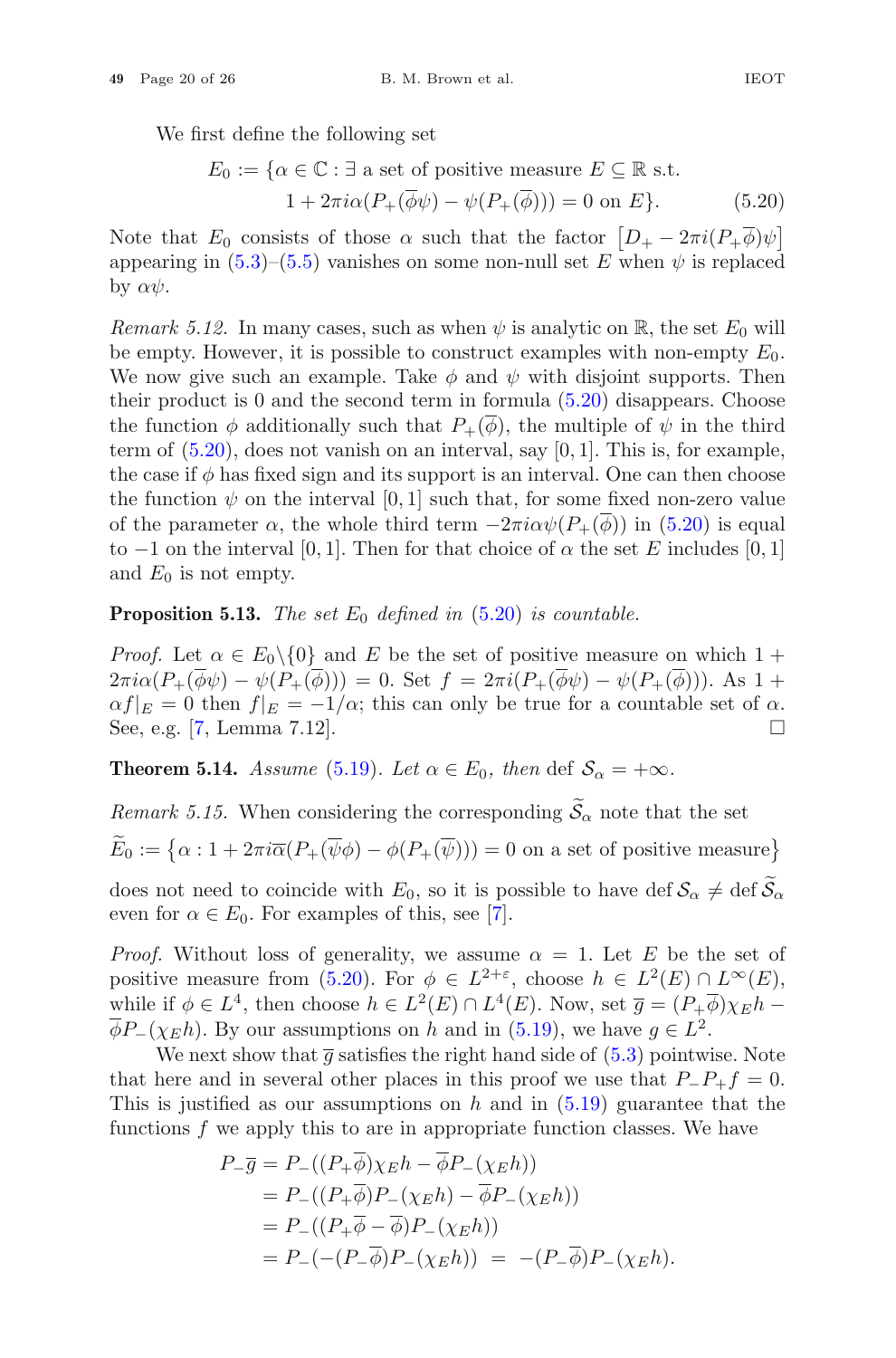We first define the following set

$$E_0 := \{\alpha \in \mathbb{C} : \exists \text{ a set of positive measure } E \subseteq \mathbb{R} \text{ s.t.} \\ 1 + 2\pi i\alpha(P_+(\overline{\phi}\psi) - \psi(P_+(\overline{\phi}))) = 0 \text{ on } E\}. \tag{5.20}$$

Note that $E_0$ consists of those $\alpha$ such that the factor $\left[D_+ - 2\pi i(P_+\overline{\phi})\psi\right]$ appearing in (5.3)–(5.5) vanishes on some non-null set $E$ when $\psi$ is replaced by $\alpha\psi$.

*Remark 5.12.* In many cases, such as when $\psi$ is analytic on $\mathbb{R}$, the set $E_0$ will be empty. However, it is possible to construct examples with non-empty $E_0$. We now give such an example. Take $\phi$ and $\psi$ with disjoint supports. Then their product is 0 and the second term in formula (5.20) disappears. Choose the function $\phi$ additionally such that $P_+(\overline{\phi})$, the multiple of $\psi$ in the third term of (5.20), does not vanish on an interval, say $[0, 1]$. This is, for example, the case if $\phi$ has fixed sign and its support is an interval. One can then choose the function $\psi$ on the interval $[0, 1]$ such that, for some fixed non-zero value of the parameter $\alpha$, the whole third term $-2\pi i\alpha\psi(P_+(\overline{\phi}))$ in (5.20) is equal to $-1$ on the interval $[0, 1]$. Then for that choice of $\alpha$ the set $E$ includes $[0, 1]$ and $E_0$ is not empty.

**Proposition 5.13.** *The set $E_0$ defined in (5.20) is countable.*

*Proof.* Let $\alpha \in E_0\backslash\{0\}$ and $E$ be the set of positive measure on which $1 + 2\pi i\alpha(P_+(\overline{\phi}\psi) - \psi(P_+(\overline{\phi}))) = 0$. Set $f = 2\pi i(P_+(\overline{\phi}\psi) - \psi(P_+(\overline{\phi})))$. As $1 + \alpha f|_E = 0$ then $f|_E = -1/\alpha$; this can only be true for a countable set of $\alpha$. See, e.g. [7, Lemma 7.12]. □

**Theorem 5.14.** *Assume (5.19). Let $\alpha \in E_0$, then* $\operatorname{def} \mathcal{S}_\alpha = +\infty$.

*Remark 5.15.* When considering the corresponding $\widetilde{\mathcal{S}}_\alpha$ note that the set

$$\widetilde{E}_0 := \left\{\alpha : 1 + 2\pi i\overline{\alpha}(P_+(\overline{\psi}\phi) - \phi(P_+(\overline{\psi}))) = 0 \text{ on a set of positive measure}\right\}$$

does not need to coincide with $E_0$, so it is possible to have $\operatorname{def} \mathcal{S}_\alpha \neq \operatorname{def} \widetilde{\mathcal{S}}_\alpha$ even for $\alpha \in E_0$. For examples of this, see [7].

*Proof.* Without loss of generality, we assume $\alpha = 1$. Let $E$ be the set of positive measure from (5.20). For $\phi \in L^{2+\varepsilon}$, choose $h \in L^2(E) \cap L^\infty(E)$, while if $\phi \in L^4$, then choose $h \in L^2(E) \cap L^4(E)$. Now, set $\overline{g} = (P_+\overline{\phi})\chi_E h - \overline{\phi}P_-(\chi_E h)$. By our assumptions on $h$ and in (5.19), we have $g \in L^2$.

We next show that $\overline{g}$ satisfies the right hand side of (5.3) pointwise. Note that here and in several other places in this proof we use that $P_-P_+f = 0$. This is justified as our assumptions on $h$ and in (5.19) guarantee that the functions $f$ we apply this to are in appropriate function classes. We have

$$\begin{aligned}
P_-\overline{g} &= P_-((P_+\overline{\phi})\chi_E h - \overline{\phi}P_-(\chi_E h)) \\
&= P_-((P_+\overline{\phi})P_-(\chi_E h) - \overline{\phi}P_-(\chi_E h)) \\
&= P_-((P_+\overline{\phi} - \overline{\phi})P_-(\chi_E h)) \\
&= P_-(-(P_-\overline{\phi})P_-(\chi_E h)) \;=\; -(P_-\overline{\phi})P_-(\chi_E h).
\end{aligned}$$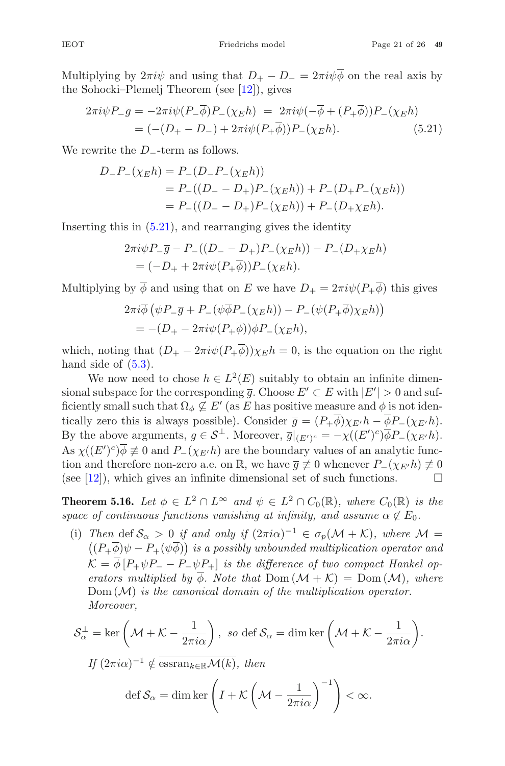Multiplying by $2\pi i\psi$ and using that $D_+ - D_- = 2\pi i\psi\overline{\phi}$ on the real axis by the Sohocki–Plemelj Theorem (see [12]), gives

$$2\pi i\psi P_-\overline{g} = -2\pi i\psi(P_-\overline{\phi})P_-(\chi_E h) \;=\; 2\pi i\psi(-\overline{\phi} + (P_+\overline{\phi}))P_-(\chi_E h)$$
$$= (-(D_+ - D_-) + 2\pi i\psi(P_+\overline{\phi}))P_-(\chi_E h). \tag{5.21}$$

We rewrite the $D_-$-term as follows.

$$\begin{aligned} D_-P_-(\chi_E h) &= P_-(D_-P_-(\chi_E h)) \\ &= P_-((D_- - D_+)P_-(\chi_E h)) + P_-(D_+P_-(\chi_E h)) \\ &= P_-((D_- - D_+)P_-(\chi_E h)) + P_-(D_+\chi_E h). \end{aligned}$$

Inserting this in (5.21), and rearranging gives the identity

$$\begin{aligned} &2\pi i\psi P_-\overline{g} - P_-((D_- - D_+)P_-(\chi_E h)) - P_-(D_+\chi_E h) \\ &= (-D_+ + 2\pi i\psi(P_+\overline{\phi}))P_-(\chi_E h). \end{aligned}$$

Multiplying by $\overline{\phi}$ and using that on $E$ we have $D_+ = 2\pi i\psi(P_+\overline{\phi})$ this gives

$$\begin{aligned} &2\pi i\overline{\phi}\left(\psi P_-\overline{g} + P_-(\psi\overline{\phi}P_-(\chi_E h)) - P_-(\psi(P_+\overline{\phi})\chi_E h)\right) \\ &= -(D_+ - 2\pi i\psi(P_+\overline{\phi}))\overline{\phi}P_-(\chi_E h), \end{aligned}$$

which, noting that $(D_+ - 2\pi i\psi(P_+\overline{\phi}))\chi_E h = 0$, is the equation on the right hand side of (5.3).

We now need to chose $h \in L^2(E)$ suitably to obtain an infinite dimensional subspace for the corresponding $\overline{g}$. Choose $E' \subset E$ with $|E'| > 0$ and sufficiently small such that $\Omega_\phi \not\subseteq E'$ (as $E$ has positive measure and $\phi$ is not identically zero this is always possible). Consider $\overline{g} = (P_+\overline{\phi})\chi_{E'}h - \overline{\phi}P_-(\chi_{E'}h)$. By the above arguments, $g \in \mathcal{S}^\perp$. Moreover, $\overline{g}|_{(E')^c} = -\chi((E')^c)\overline{\phi}P_-(\chi_{E'}h)$. As $\chi((E')^c)\overline{\phi} \not\equiv 0$ and $P_-(\chi_{E'}h)$ are the boundary values of an analytic function and therefore non-zero a.e. on $\mathbb{R}$, we have $\overline{g} \not\equiv 0$ whenever $P_-(\chi_{E'}h) \not\equiv 0$ (see [12]), which gives an infinite dimensional set of such functions. $\square$

**Theorem 5.16.** *Let $\phi \in L^2 \cap L^\infty$ and $\psi \in L^2 \cap C_0(\mathbb{R})$, where $C_0(\mathbb{R})$ is the space of continuous functions vanishing at infinity, and assume $\alpha \notin E_0$.*

(i) *Then $\operatorname{def}\mathcal{S}_\alpha > 0$ if and only if $(2\pi i\alpha)^{-1} \in \sigma_p(\mathcal{M} + \mathcal{K})$, where $\mathcal{M} = \left((P_+\overline{\phi})\psi - P_+(\psi\overline{\phi})\right)$ is a possibly unbounded multiplication operator and $\mathcal{K} = \overline{\phi}\,[P_+\psi P_- - P_-\psi P_+]$ is the difference of two compact Hankel operators multiplied by $\overline{\phi}$. Note that $\operatorname{Dom}(\mathcal{M} + \mathcal{K}) = \operatorname{Dom}(\mathcal{M})$, where $\operatorname{Dom}(\mathcal{M})$ is the canonical domain of the multiplication operator. Moreover,*

$$\mathcal{S}_\alpha^\perp = \ker\left(\mathcal{M} + \mathcal{K} - \frac{1}{2\pi i\alpha}\right), \text{ so } \operatorname{def}\mathcal{S}_\alpha = \dim\ker\left(\mathcal{M} + \mathcal{K} - \frac{1}{2\pi i\alpha}\right).$$

*If $(2\pi i\alpha)^{-1} \notin \overline{\operatorname{essran}_{k\in\mathbb{R}}\mathcal{M}(k)}$, then*

$$\operatorname{def}\mathcal{S}_\alpha = \dim\ker\left(I + \mathcal{K}\left(\mathcal{M} - \frac{1}{2\pi i\alpha}\right)^{-1}\right) < \infty.$$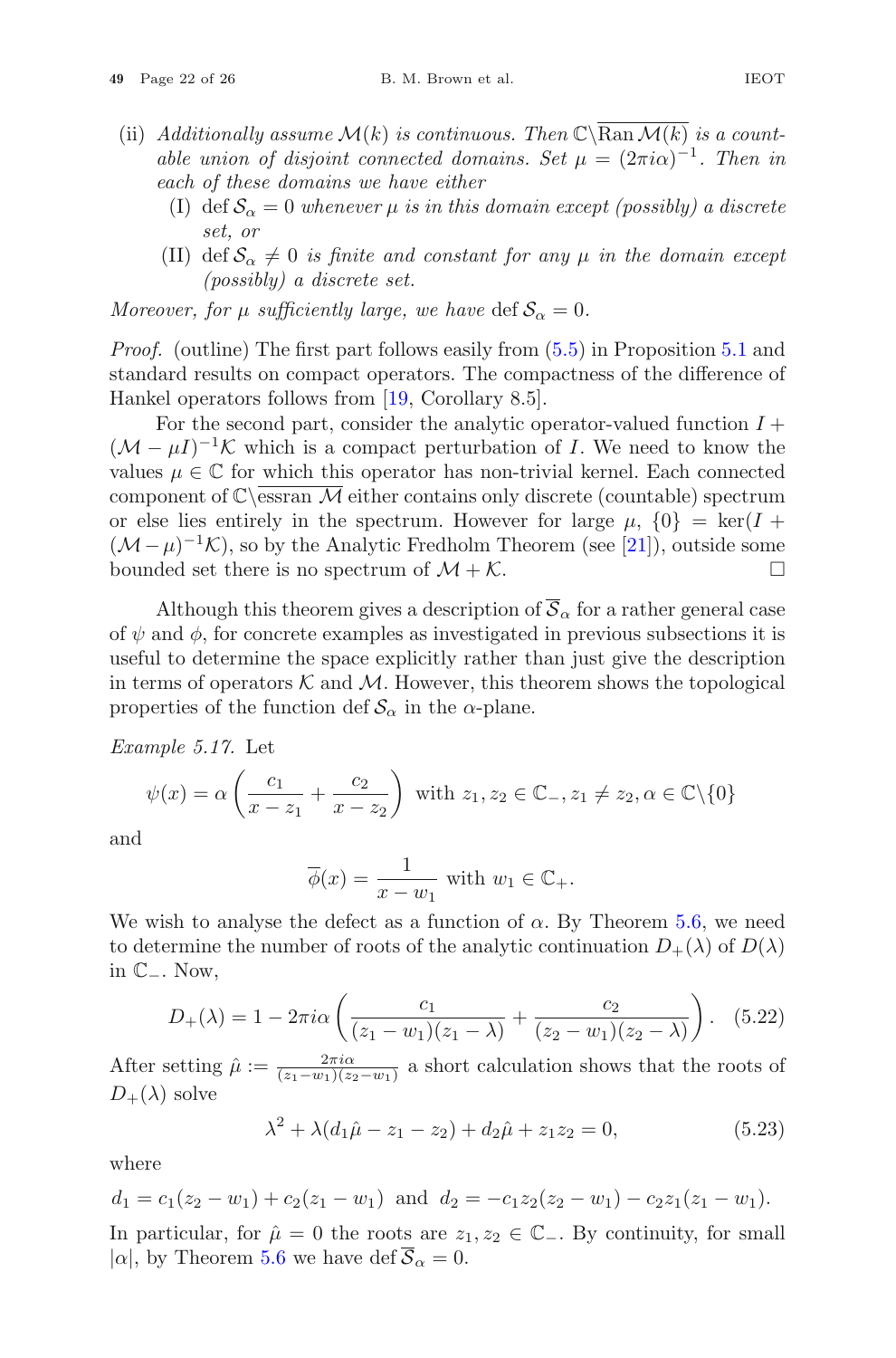(ii) *Additionally assume $\mathcal{M}(k)$ is continuous. Then $\mathbb{C}\backslash\overline{\operatorname{Ran}\mathcal{M}(k)}$ is a countable union of disjoint connected domains. Set $\mu = (2\pi i\alpha)^{-1}$. Then in each of these domains we have either*

   (I) $\operatorname{def}\mathcal{S}_\alpha = 0$ *whenever $\mu$ is in this domain except (possibly) a discrete set, or*

   (II) $\operatorname{def}\mathcal{S}_\alpha \neq 0$ *is finite and constant for any $\mu$ in the domain except (possibly) a discrete set.*

*Moreover, for $\mu$ sufficiently large, we have* $\operatorname{def}\mathcal{S}_\alpha = 0$.

*Proof.* (outline) The first part follows easily from (5.5) in Proposition 5.1 and standard results on compact operators. The compactness of the difference of Hankel operators follows from [19, Corollary 8.5].

For the second part, consider the analytic operator-valued function $I + (\mathcal{M} - \mu I)^{-1}\mathcal{K}$ which is a compact perturbation of $I$. We need to know the values $\mu \in \mathbb{C}$ for which this operator has non-trivial kernel. Each connected component of $\mathbb{C}\backslash\overline{\operatorname{essran}\mathcal{M}}$ either contains only discrete (countable) spectrum or else lies entirely in the spectrum. However for large $\mu$, $\{0\} = \ker(I + (\mathcal{M} - \mu)^{-1}\mathcal{K})$, so by the Analytic Fredholm Theorem (see [21]), outside some bounded set there is no spectrum of $\mathcal{M} + \mathcal{K}$. $\square$

Although this theorem gives a description of $\overline{\mathcal{S}}_\alpha$ for a rather general case of $\psi$ and $\phi$, for concrete examples as investigated in previous subsections it is useful to determine the space explicitly rather than just give the description in terms of operators $\mathcal{K}$ and $\mathcal{M}$. However, this theorem shows the topological properties of the function $\operatorname{def}\mathcal{S}_\alpha$ in the $\alpha$-plane.

*Example 5.17.* Let

$$\psi(x) = \alpha\left(\frac{c_1}{x - z_1} + \frac{c_2}{x - z_2}\right) \text{ with } z_1, z_2 \in \mathbb{C}_-, z_1 \neq z_2, \alpha \in \mathbb{C}\backslash\{0\}$$

and

$$\overline{\phi}(x) = \frac{1}{x - w_1} \text{ with } w_1 \in \mathbb{C}_+.$$

We wish to analyse the defect as a function of $\alpha$. By Theorem 5.6, we need to determine the number of roots of the analytic continuation $D_+(\lambda)$ of $D(\lambda)$ in $\mathbb{C}_-$. Now,

$$D_+(\lambda) = 1 - 2\pi i\alpha\left(\frac{c_1}{(z_1 - w_1)(z_1 - \lambda)} + \frac{c_2}{(z_2 - w_1)(z_2 - \lambda)}\right). \quad (5.22)$$

After setting $\hat{\mu} := \frac{2\pi i\alpha}{(z_1 - w_1)(z_2 - w_1)}$ a short calculation shows that the roots of $D_+(\lambda)$ solve

$$\lambda^2 + \lambda(d_1\hat{\mu} - z_1 - z_2) + d_2\hat{\mu} + z_1 z_2 = 0, \quad (5.23)$$

where

$$d_1 = c_1(z_2 - w_1) + c_2(z_1 - w_1) \text{ and } d_2 = -c_1 z_2(z_2 - w_1) - c_2 z_1(z_1 - w_1).$$

In particular, for $\hat{\mu} = 0$ the roots are $z_1, z_2 \in \mathbb{C}_-$. By continuity, for small $|\alpha|$, by Theorem 5.6 we have $\operatorname{def}\overline{\mathcal{S}}_\alpha = 0$.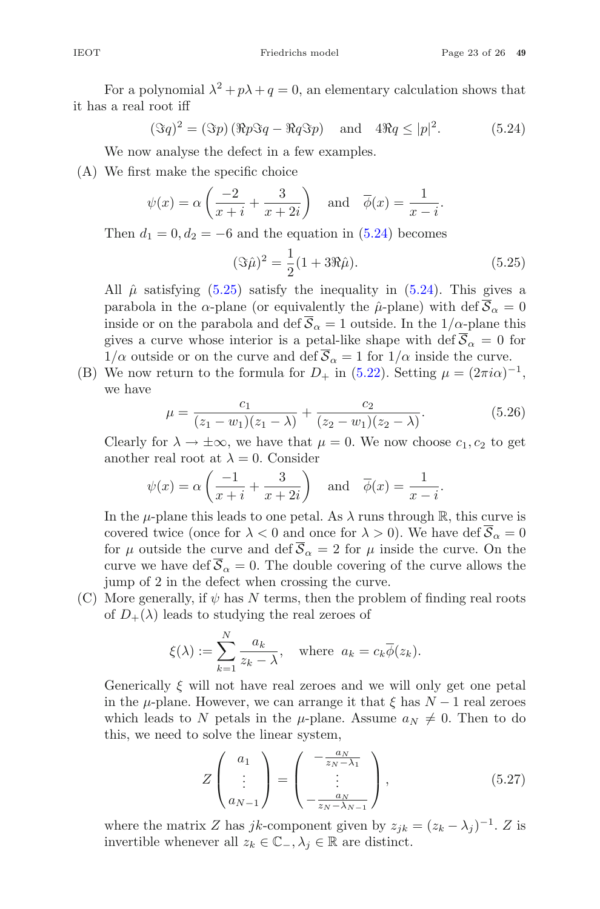For a polynomial $\lambda^2 + p\lambda + q = 0$, an elementary calculation shows that it has a real root iff

$$(\Im q)^2 = (\Im p)\left(\Re p \Im q - \Re q \Im p\right) \quad \text{and} \quad 4\Re q \le |p|^2. \tag{5.24}$$

We now analyse the defect in a few examples.

(A) We first make the specific choice

$$\psi(x) = \alpha\left(\frac{-2}{x+i} + \frac{3}{x+2i}\right) \quad \text{and} \quad \overline{\phi}(x) = \frac{1}{x-i}.$$

Then $d_1 = 0, d_2 = -6$ and the equation in (5.24) becomes

$$(\Im\hat{\mu})^2 = \frac{1}{2}(1 + 3\Re\hat{\mu}). \tag{5.25}$$

All $\hat{\mu}$ satisfying (5.25) satisfy the inequality in (5.24). This gives a parabola in the $\alpha$-plane (or equivalently the $\hat{\mu}$-plane) with $\operatorname{def}\overline{\mathcal{S}}_\alpha = 0$ inside or on the parabola and $\operatorname{def}\overline{\mathcal{S}}_\alpha = 1$ outside. In the $1/\alpha$-plane this gives a curve whose interior is a petal-like shape with $\operatorname{def}\overline{\mathcal{S}}_\alpha = 0$ for $1/\alpha$ outside or on the curve and $\operatorname{def}\overline{\mathcal{S}}_\alpha = 1$ for $1/\alpha$ inside the curve.

(B) We now return to the formula for $D_+$ in (5.22). Setting $\mu = (2\pi i\alpha)^{-1}$, we have

$$\mu = \frac{c_1}{(z_1 - w_1)(z_1 - \lambda)} + \frac{c_2}{(z_2 - w_1)(z_2 - \lambda)}. \tag{5.26}$$

Clearly for $\lambda \to \pm\infty$, we have that $\mu = 0$. We now choose $c_1, c_2$ to get another real root at $\lambda = 0$. Consider

$$\psi(x) = \alpha\left(\frac{-1}{x+i} + \frac{3}{x+2i}\right) \quad \text{and} \quad \overline{\phi}(x) = \frac{1}{x-i}.$$

In the $\mu$-plane this leads to one petal. As $\lambda$ runs through $\mathbb{R}$, this curve is covered twice (once for $\lambda < 0$ and once for $\lambda > 0$). We have $\operatorname{def}\overline{\mathcal{S}}_\alpha = 0$ for $\mu$ outside the curve and $\operatorname{def}\overline{\mathcal{S}}_\alpha = 2$ for $\mu$ inside the curve. On the curve we have $\operatorname{def}\overline{\mathcal{S}}_\alpha = 0$. The double covering of the curve allows the jump of 2 in the defect when crossing the curve.

(C) More generally, if $\psi$ has $N$ terms, then the problem of finding real roots of $D_+(\lambda)$ leads to studying the real zeroes of

$$\xi(\lambda) := \sum_{k=1}^{N} \frac{a_k}{z_k - \lambda}, \quad \text{where} \quad a_k = c_k\overline{\phi}(z_k).$$

Generically $\xi$ will not have real zeroes and we will only get one petal in the $\mu$-plane. However, we can arrange it that $\xi$ has $N-1$ real zeroes which leads to $N$ petals in the $\mu$-plane. Assume $a_N \neq 0$. Then to do this, we need to solve the linear system,

$$Z\begin{pmatrix} a_1 \\ \vdots \\ a_{N-1} \end{pmatrix} = \begin{pmatrix} -\frac{a_N}{z_N - \lambda_1} \\ \vdots \\ -\frac{a_N}{z_N - \lambda_{N-1}} \end{pmatrix}, \tag{5.27}$$

where the matrix $Z$ has $jk$-component given by $z_{jk} = (z_k - \lambda_j)^{-1}$. $Z$ is invertible whenever all $z_k \in \mathbb{C}_-$, $\lambda_j \in \mathbb{R}$ are distinct.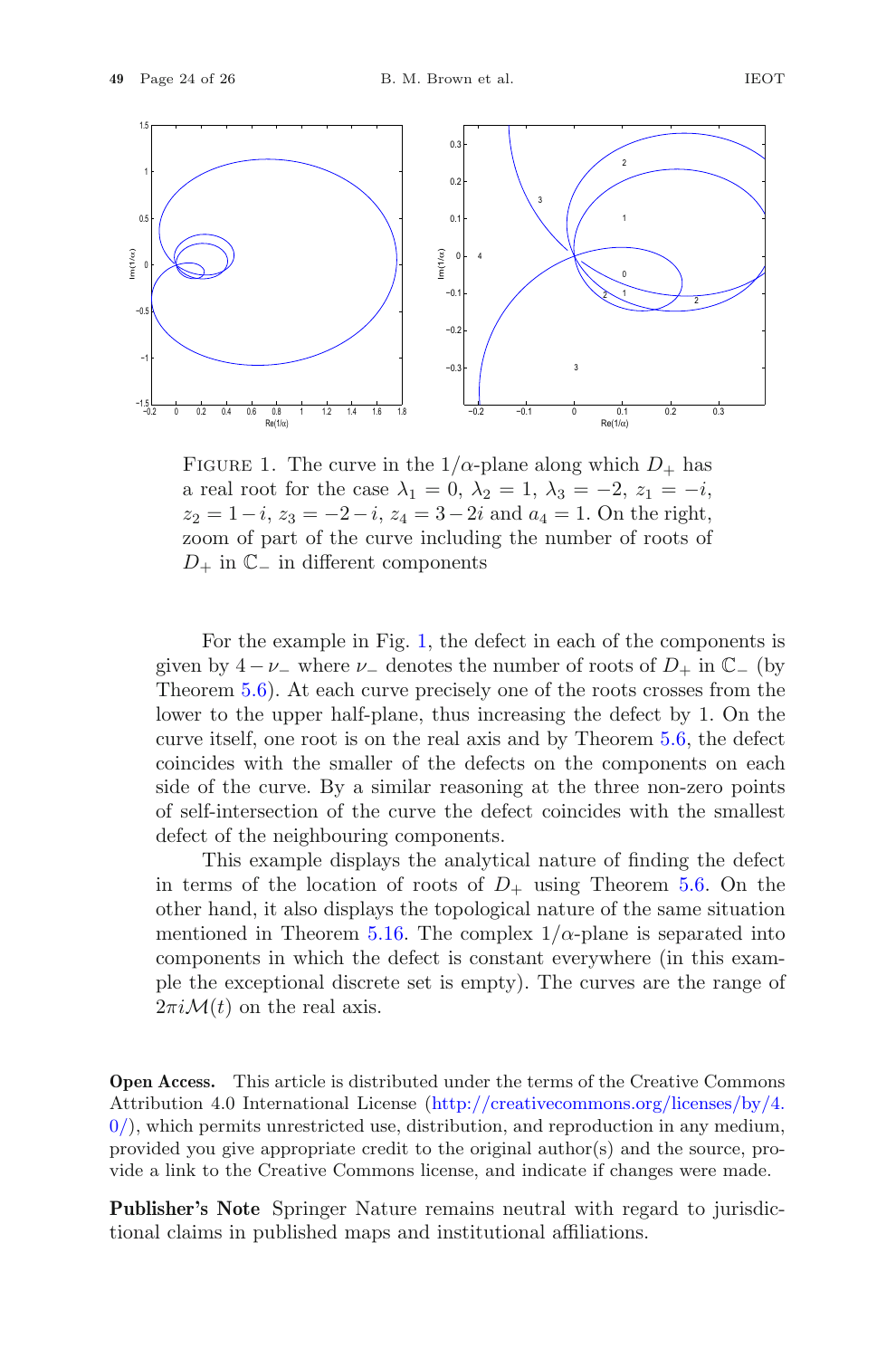Figure 1. The curve in the $1/\alpha$-plane along which $D_+$ has a real root for the case $\lambda_1 = 0$, $\lambda_2 = 1$, $\lambda_3 = -2$, $z_1 = -i$, $z_2 = 1-i$, $z_3 = -2-i$, $z_4 = 3-2i$ and $a_4 = 1$. On the right, zoom of part of the curve including the number of roots of $D_+$ in $\mathbb{C}_-$ in different components

For the example in Fig. 1, the defect in each of the components is given by $4 - \nu_-$ where $\nu_-$ denotes the number of roots of $D_+$ in $\mathbb{C}_-$ (by Theorem 5.6). At each curve precisely one of the roots crosses from the lower to the upper half-plane, thus increasing the defect by 1. On the curve itself, one root is on the real axis and by Theorem 5.6, the defect coincides with the smaller of the defects on the components on each side of the curve. By a similar reasoning at the three non-zero points of self-intersection of the curve the defect coincides with the smallest defect of the neighbouring components.

This example displays the analytical nature of finding the defect in terms of the location of roots of $D_+$ using Theorem 5.6. On the other hand, it also displays the topological nature of the same situation mentioned in Theorem 5.16. The complex $1/\alpha$-plane is separated into components in which the defect is constant everywhere (in this example the exceptional discrete set is empty). The curves are the range of $2\pi i\mathcal{M}(t)$ on the real axis.

**Open Access.** This article is distributed under the terms of the Creative Commons Attribution 4.0 International License (http://creativecommons.org/licenses/by/4.0/), which permits unrestricted use, distribution, and reproduction in any medium, provided you give appropriate credit to the original author(s) and the source, provide a link to the Creative Commons license, and indicate if changes were made.

**Publisher's Note** Springer Nature remains neutral with regard to jurisdictional claims in published maps and institutional affiliations.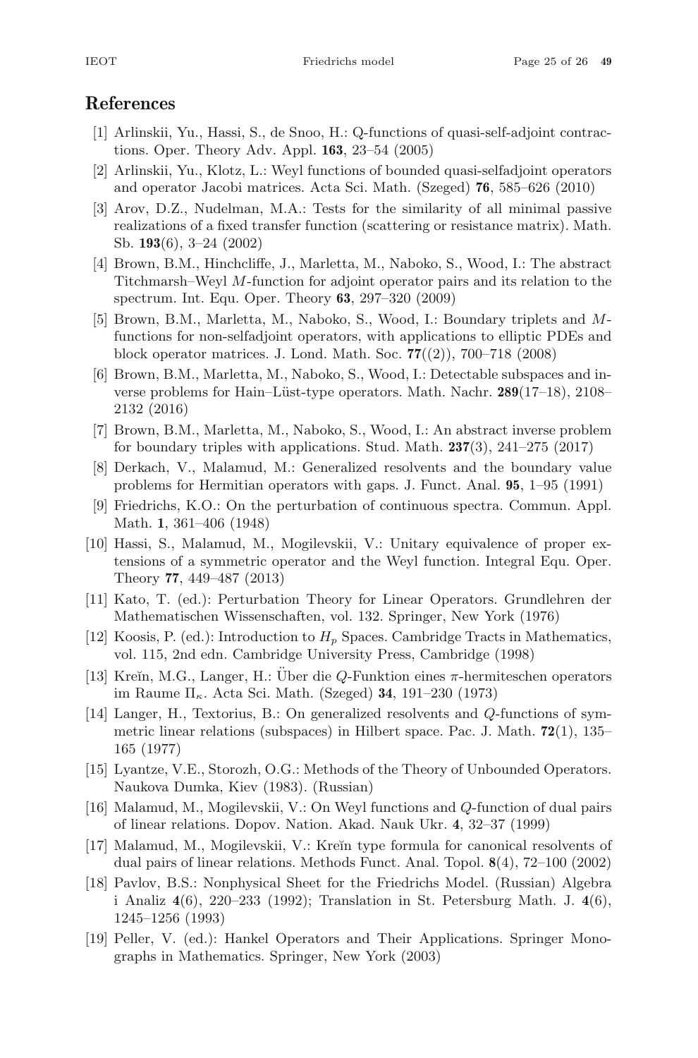## References

[1] Arlinskii, Yu., Hassi, S., de Snoo, H.: Q-functions of quasi-self-adjoint contractions. Oper. Theory Adv. Appl. **163**, 23–54 (2005)

[2] Arlinskii, Yu., Klotz, L.: Weyl functions of bounded quasi-selfadjoint operators and operator Jacobi matrices. Acta Sci. Math. (Szeged) **76**, 585–626 (2010)

[3] Arov, D.Z., Nudelman, M.A.: Tests for the similarity of all minimal passive realizations of a fixed transfer function (scattering or resistance matrix). Math. Sb. **193**(6), 3–24 (2002)

[4] Brown, B.M., Hinchcliffe, J., Marletta, M., Naboko, S., Wood, I.: The abstract Titchmarsh–Weyl $M$-function for adjoint operator pairs and its relation to the spectrum. Int. Equ. Oper. Theory **63**, 297–320 (2009)

[5] Brown, B.M., Marletta, M., Naboko, S., Wood, I.: Boundary triplets and $M$-functions for non-selfadjoint operators, with applications to elliptic PDEs and block operator matrices. J. Lond. Math. Soc. **77**((2)), 700–718 (2008)

[6] Brown, B.M., Marletta, M., Naboko, S., Wood, I.: Detectable subspaces and inverse problems for Hain–Lüst-type operators. Math. Nachr. **289**(17–18), 2108–2132 (2016)

[7] Brown, B.M., Marletta, M., Naboko, S., Wood, I.: An abstract inverse problem for boundary triples with applications. Stud. Math. **237**(3), 241–275 (2017)

[8] Derkach, V., Malamud, M.: Generalized resolvents and the boundary value problems for Hermitian operators with gaps. J. Funct. Anal. **95**, 1–95 (1991)

[9] Friedrichs, K.O.: On the perturbation of continuous spectra. Commun. Appl. Math. **1**, 361–406 (1948)

[10] Hassi, S., Malamud, M., Mogilevskii, V.: Unitary equivalence of proper extensions of a symmetric operator and the Weyl function. Integral Equ. Oper. Theory **77**, 449–487 (2013)

[11] Kato, T. (ed.): Perturbation Theory for Linear Operators. Grundlehren der Mathematischen Wissenschaften, vol. 132. Springer, New York (1976)

[12] Koosis, P. (ed.): Introduction to $H_p$ Spaces. Cambridge Tracts in Mathematics, vol. 115, 2nd edn. Cambridge University Press, Cambridge (1998)

[13] Kreĭn, M.G., Langer, H.: Über die $Q$-Funktion eines $\pi$-hermiteschen operators im Raume $\Pi_\kappa$. Acta Sci. Math. (Szeged) **34**, 191–230 (1973)

[14] Langer, H., Textorius, B.: On generalized resolvents and $Q$-functions of symmetric linear relations (subspaces) in Hilbert space. Pac. J. Math. **72**(1), 135–165 (1977)

[15] Lyantze, V.E., Storozh, O.G.: Methods of the Theory of Unbounded Operators. Naukova Dumka, Kiev (1983). (Russian)

[16] Malamud, M., Mogilevskii, V.: On Weyl functions and $Q$-function of dual pairs of linear relations. Dopov. Nation. Akad. Nauk Ukr. **4**, 32–37 (1999)

[17] Malamud, M., Mogilevskii, V.: Kreĭn type formula for canonical resolvents of dual pairs of linear relations. Methods Funct. Anal. Topol. **8**(4), 72–100 (2002)

[18] Pavlov, B.S.: Nonphysical Sheet for the Friedrichs Model. (Russian) Algebra i Analiz **4**(6), 220–233 (1992); Translation in St. Petersburg Math. J. **4**(6), 1245–1256 (1993)

[19] Peller, V. (ed.): Hankel Operators and Their Applications. Springer Monographs in Mathematics. Springer, New York (2003)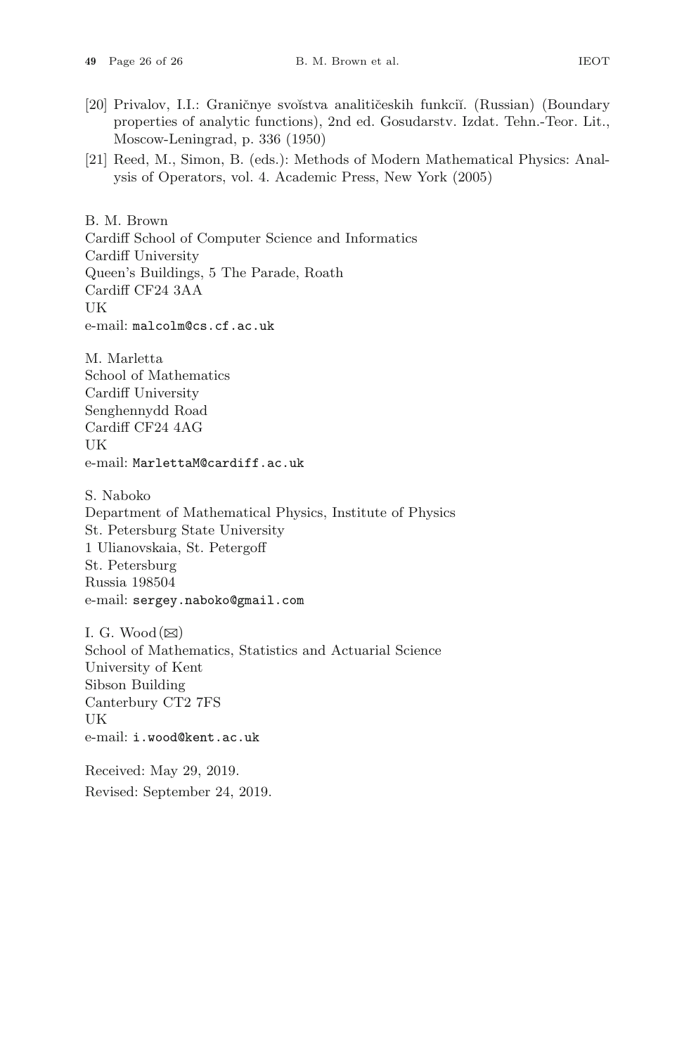[20] Privalov, I.I.: Graničnye svoĭstva analitičeskih funkciĭ. (Russian) (Boundary properties of analytic functions), 2nd ed. Gosudarstv. Izdat. Tehn.-Teor. Lit., Moscow-Leningrad, p. 336 (1950)

[21] Reed, M., Simon, B. (eds.): Methods of Modern Mathematical Physics: Analysis of Operators, vol. 4. Academic Press, New York (2005)

B. M. Brown
Cardiff School of Computer Science and Informatics
Cardiff University
Queen's Buildings, 5 The Parade, Roath
Cardiff CF24 3AA
UK
e-mail: `malcolm@cs.cf.ac.uk`

M. Marletta
School of Mathematics
Cardiff University
Senghennydd Road
Cardiff CF24 4AG
UK
e-mail: `MarlettaM@cardiff.ac.uk`

S. Naboko
Department of Mathematical Physics, Institute of Physics
St. Petersburg State University
1 Ulianovskaia, St. Petergoff
St. Petersburg
Russia 198504
e-mail: `sergey.naboko@gmail.com`

I. G. Wood (✉)
School of Mathematics, Statistics and Actuarial Science
University of Kent
Sibson Building
Canterbury CT2 7FS
UK
e-mail: `i.wood@kent.ac.uk`

Received: May 29, 2019.

Revised: September 24, 2019.